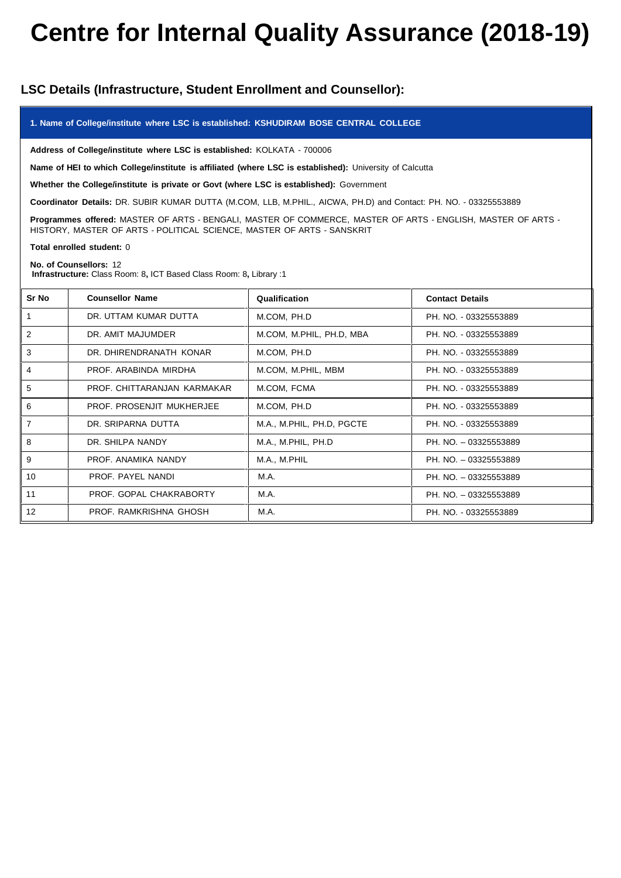# Centre for Internal Quality Assurance (2018-19)

## LSC Details (Infrastructure, Student Enrollment and Counsellor):

**1. Name of College/institute where LSC is established: KSHUDIRAM BOSE CENTRAL COLLEGE**

**Address of College/institute where LSC is established:** KOLKATA - 700006

**Name of HEI to which College/institute is affiliated (where LSC is established):** University of Calcutta

**Whether the College/institute is private or Govt (where LSC is established):** Government

**Coordinator Details:** DR. SUBIR KUMAR DUTTA (M.COM, LLB, M.PHIL., AICWA, PH.D) and Contact: PH. NO. - 03325553889

**Programmes offered:** MASTER OF ARTS - BENGALI, MASTER OF COMMERCE, MASTER OF ARTS - ENGLISH, MASTER OF ARTS - HISTORY, MASTER OF ARTS - POLITICAL SCIENCE, MASTER OF ARTS - SANSKRIT

**Total enrolled student:** 0

**No. of Counsellors:** 12
**Infrastructure:** Class Room: 8**,** ICT Based Class Room: 8**,** Library :1

| Sr No | Counsellor Name | Qualification | Contact Details |
|---|---|---|---|
| 1 | DR. UTTAM KUMAR DUTTA | M.COM, PH.D | PH. NO. - 03325553889 |
| 2 | DR. AMIT MAJUMDER | M.COM, M.PHIL, PH.D, MBA | PH. NO. - 03325553889 |
| 3 | DR. DHIRENDRANATH KONAR | M.COM, PH.D | PH. NO. - 03325553889 |
| 4 | PROF. ARABINDA MIRDHA | M.COM, M.PHIL, MBM | PH. NO. - 03325553889 |
| 5 | PROF. CHITTARANJAN KARMAKAR | M.COM, FCMA | PH. NO. - 03325553889 |
| 6 | PROF. PROSENJIT MUKHERJEE | M.COM, PH.D | PH. NO. - 03325553889 |
| 7 | DR. SRIPARNA DUTTA | M.A., M.PHIL, PH.D, PGCTE | PH. NO. - 03325553889 |
| 8 | DR. SHILPA NANDY | M.A., M.PHIL, PH.D | PH. NO. – 03325553889 |
| 9 | PROF. ANAMIKA NANDY | M.A., M.PHIL | PH. NO. – 03325553889 |
| 10 | PROF. PAYEL NANDI | M.A. | PH. NO. – 03325553889 |
| 11 | PROF. GOPAL CHAKRABORTY | M.A. | PH. NO. – 03325553889 |
| 12 | PROF. RAMKRISHNA GHOSH | M.A. | PH. NO. - 03325553889 |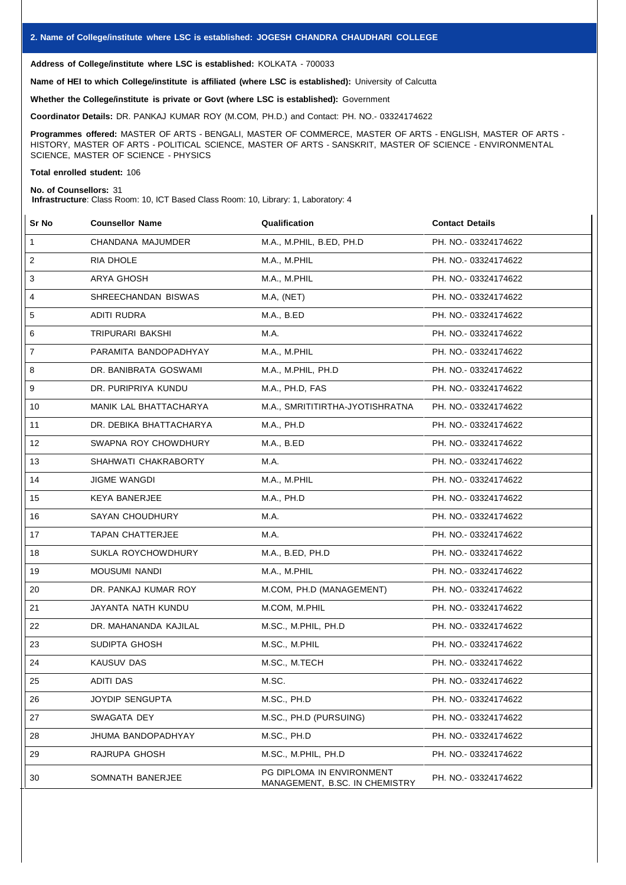## 2. Name of College/institute where LSC is established: JOGESH CHANDRA CHAUDHARI COLLEGE

**Address of College/institute where LSC is established:** KOLKATA - 700033

**Name of HEI to which College/institute is affiliated (where LSC is established):** University of Calcutta

**Whether the College/institute is private or Govt (where LSC is established):** Government

**Coordinator Details:** DR. PANKAJ KUMAR ROY (M.COM, PH.D.) and Contact: PH. NO.- 03324174622

**Programmes offered:** MASTER OF ARTS - BENGALI, MASTER OF COMMERCE, MASTER OF ARTS - ENGLISH, MASTER OF ARTS - HISTORY, MASTER OF ARTS - POLITICAL SCIENCE, MASTER OF ARTS - SANSKRIT, MASTER OF SCIENCE - ENVIRONMENTAL SCIENCE, MASTER OF SCIENCE - PHYSICS

**Total enrolled student:** 106

**No. of Counsellors:** 31
**Infrastructure**: Class Room: 10, ICT Based Class Room: 10, Library: 1, Laboratory: 4

| Sr No | Counsellor Name | Qualification | Contact Details |
|---|---|---|---|
| 1 | CHANDANA MAJUMDER | M.A., M.PHIL, B.ED, PH.D | PH. NO.- 03324174622 |
| 2 | RIA DHOLE | M.A., M.PHIL | PH. NO.- 03324174622 |
| 3 | ARYA GHOSH | M.A., M.PHIL | PH. NO.- 03324174622 |
| 4 | SHREECHANDAN BISWAS | M.A, (NET) | PH. NO.- 03324174622 |
| 5 | ADITI RUDRA | M.A., B.ED | PH. NO.- 03324174622 |
| 6 | TRIPURARI BAKSHI | M.A. | PH. NO.- 03324174622 |
| 7 | PARAMITA BANDOPADHYAY | M.A., M.PHIL | PH. NO.- 03324174622 |
| 8 | DR. BANIBRATA GOSWAMI | M.A., M.PHIL, PH.D | PH. NO.- 03324174622 |
| 9 | DR. PURIPRIYA KUNDU | M.A., PH.D, FAS | PH. NO.- 03324174622 |
| 10 | MANIK LAL BHATTACHARYA | M.A., SMRITITIRTHA-JYOTISHRATNA | PH. NO.- 03324174622 |
| 11 | DR. DEBIKA BHATTACHARYA | M.A., PH.D | PH. NO.- 03324174622 |
| 12 | SWAPNA ROY CHOWDHURY | M.A., B.ED | PH. NO.- 03324174622 |
| 13 | SHAHWATI CHAKRABORTY | M.A. | PH. NO.- 03324174622 |
| 14 | JIGME WANGDI | M.A., M.PHIL | PH. NO.- 03324174622 |
| 15 | KEYA BANERJEE | M.A., PH.D | PH. NO.- 03324174622 |
| 16 | SAYAN CHOUDHURY | M.A. | PH. NO.- 03324174622 |
| 17 | TAPAN CHATTERJEE | M.A. | PH. NO.- 03324174622 |
| 18 | SUKLA ROYCHOWDHURY | M.A., B.ED, PH.D | PH. NO.- 03324174622 |
| 19 | MOUSUMI NANDI | M.A., M.PHIL | PH. NO.- 03324174622 |
| 20 | DR. PANKAJ KUMAR ROY | M.COM, PH.D (MANAGEMENT) | PH. NO.- 03324174622 |
| 21 | JAYANTA NATH KUNDU | M.COM, M.PHIL | PH. NO.- 03324174622 |
| 22 | DR. MAHANANDA KAJILAL | M.SC., M.PHIL, PH.D | PH. NO.- 03324174622 |
| 23 | SUDIPTA GHOSH | M.SC., M.PHIL | PH. NO.- 03324174622 |
| 24 | KAUSUV DAS | M.SC., M.TECH | PH. NO.- 03324174622 |
| 25 | ADITI DAS | M.SC. | PH. NO.- 03324174622 |
| 26 | JOYDIP SENGUPTA | M.SC., PH.D | PH. NO.- 03324174622 |
| 27 | SWAGATA DEY | M.SC., PH.D (PURSUING) | PH. NO.- 03324174622 |
| 28 | JHUMA BANDOPADHYAY | M.SC., PH.D | PH. NO.- 03324174622 |
| 29 | RAJRUPA GHOSH | M.SC., M.PHIL, PH.D | PH. NO.- 03324174622 |
| 30 | SOMNATH BANERJEE | PG DIPLOMA IN ENVIRONMENT MANAGEMENT, B.SC. IN CHEMISTRY | PH. NO.- 03324174622 |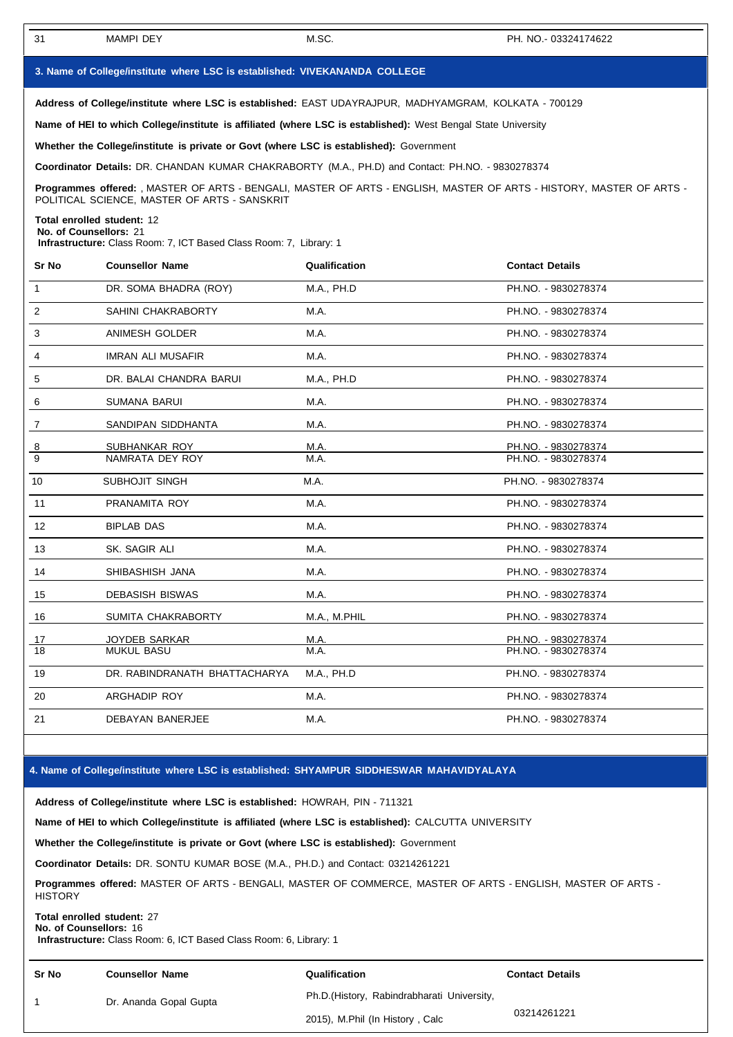| 31 | MAMPI DEY | M.SC. | PH. NO.- 03324174622 |
|---|---|---|---|

## 3. Name of College/institute where LSC is established: VIVEKANANDA COLLEGE

**Address of College/institute where LSC is established:** EAST UDAYRAJPUR, MADHYAMGRAM, KOLKATA - 700129

**Name of HEI to which College/institute is affiliated (where LSC is established):** West Bengal State University

**Whether the College/institute is private or Govt (where LSC is established):** Government

**Coordinator Details:** DR. CHANDAN KUMAR CHAKRABORTY (M.A., PH.D) and Contact: PH.NO. - 9830278374

**Programmes offered:** , MASTER OF ARTS - BENGALI, MASTER OF ARTS - ENGLISH, MASTER OF ARTS - HISTORY, MASTER OF ARTS - POLITICAL SCIENCE, MASTER OF ARTS - SANSKRIT

**Total enrolled student:** 12
**No. of Counsellors:** 21
**Infrastructure:** Class Room: 7, ICT Based Class Room: 7, Library: 1

| Sr No | Counsellor Name | Qualification | Contact Details |
|---|---|---|---|
| 1 | DR. SOMA BHADRA (ROY) | M.A., PH.D | PH.NO. - 9830278374 |
| 2 | SAHINI CHAKRABORTY | M.A. | PH.NO. - 9830278374 |
| 3 | ANIMESH GOLDER | M.A. | PH.NO. - 9830278374 |
| 4 | IMRAN ALI MUSAFIR | M.A. | PH.NO. - 9830278374 |
| 5 | DR. BALAI CHANDRA BARUI | M.A., PH.D | PH.NO. - 9830278374 |
| 6 | SUMANA BARUI | M.A. | PH.NO. - 9830278374 |
| 7 | SANDIPAN SIDDHANTA | M.A. | PH.NO. - 9830278374 |
| 8 | SUBHANKAR ROY | M.A. | PH.NO. - 9830278374 |
| 9 | NAMRATA DEY ROY | M.A. | PH.NO. - 9830278374 |
| 10 | SUBHOJIT SINGH | M.A. | PH.NO. - 9830278374 |
| 11 | PRANAMITA ROY | M.A. | PH.NO. - 9830278374 |
| 12 | BIPLAB DAS | M.A. | PH.NO. - 9830278374 |
| 13 | SK. SAGIR ALI | M.A. | PH.NO. - 9830278374 |
| 14 | SHIBASHISH JANA | M.A. | PH.NO. - 9830278374 |
| 15 | DEBASISH BISWAS | M.A. | PH.NO. - 9830278374 |
| 16 | SUMITA CHAKRABORTY | M.A., M.PHIL | PH.NO. - 9830278374 |
| 17 | JOYDEB SARKAR | M.A. | PH.NO. - 9830278374 |
| 18 | MUKUL BASU | M.A. | PH.NO. - 9830278374 |
| 19 | DR. RABINDRANATH BHATTACHARYA | M.A., PH.D | PH.NO. - 9830278374 |
| 20 | ARGHADIP ROY | M.A. | PH.NO. - 9830278374 |
| 21 | DEBAYAN BANERJEE | M.A. | PH.NO. - 9830278374 |

## 4. Name of College/institute where LSC is established: SHYAMPUR SIDDHESWAR MAHAVIDYALAYA

**Address of College/institute where LSC is established:** HOWRAH, PIN - 711321

**Name of HEI to which College/institute is affiliated (where LSC is established):** CALCUTTA UNIVERSITY

**Whether the College/institute is private or Govt (where LSC is established):** Government

**Coordinator Details:** DR. SONTU KUMAR BOSE (M.A., PH.D.) and Contact: 03214261221

**Programmes offered:** MASTER OF ARTS - BENGALI, MASTER OF COMMERCE, MASTER OF ARTS - ENGLISH, MASTER OF ARTS - HISTORY

**Total enrolled student:** 27
**No. of Counsellors:** 16
**Infrastructure:** Class Room: 6, ICT Based Class Room: 6, Library: 1

| Sr No | Counsellor Name | Qualification | Contact Details |
|---|---|---|---|
| 1 | Dr. Ananda Gopal Gupta | Ph.D.(History, Rabindrabharati University, 2015), M.Phil (In History , Calc | 03214261221 |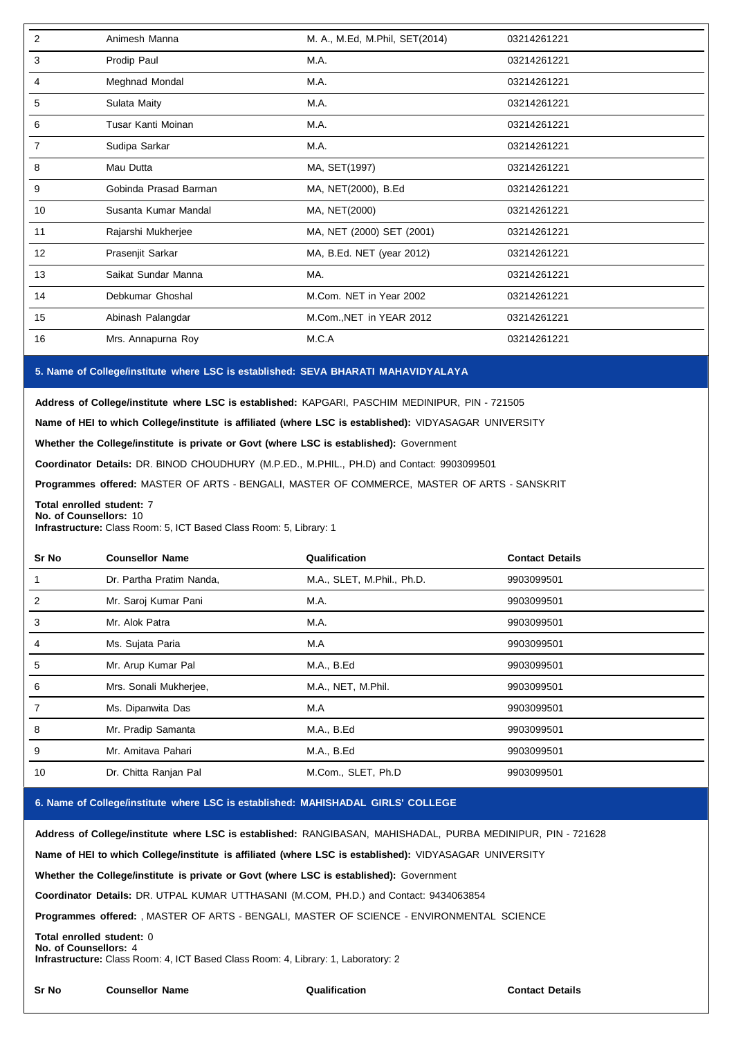| | | | |
|---|---|---|---|
| 2 | Animesh Manna | M. A., M.Ed, M.Phil, SET(2014) | 03214261221 |
| 3 | Prodip Paul | M.A. | 03214261221 |
| 4 | Meghnad Mondal | M.A. | 03214261221 |
| 5 | Sulata Maity | M.A. | 03214261221 |
| 6 | Tusar Kanti Moinan | M.A. | 03214261221 |
| 7 | Sudipa Sarkar | M.A. | 03214261221 |
| 8 | Mau Dutta | MA, SET(1997) | 03214261221 |
| 9 | Gobinda Prasad Barman | MA, NET(2000), B.Ed | 03214261221 |
| 10 | Susanta Kumar Mandal | MA, NET(2000) | 03214261221 |
| 11 | Rajarshi Mukherjee | MA, NET (2000) SET (2001) | 03214261221 |
| 12 | Prasenjit Sarkar | MA, B.Ed. NET (year 2012) | 03214261221 |
| 13 | Saikat Sundar Manna | MA. | 03214261221 |
| 14 | Debkumar Ghoshal | M.Com. NET in Year 2002 | 03214261221 |
| 15 | Abinash Palangdar | M.Com.,NET in YEAR 2012 | 03214261221 |
| 16 | Mrs. Annapurna Roy | M.C.A | 03214261221 |

### 5. Name of College/institute where LSC is established: SEVA BHARATI MAHAVIDYALAYA

**Address of College/institute where LSC is established:** KAPGARI, PASCHIM MEDINIPUR, PIN - 721505

**Name of HEI to which College/institute is affiliated (where LSC is established):** VIDYASAGAR UNIVERSITY

**Whether the College/institute is private or Govt (where LSC is established):** Government

**Coordinator Details:** DR. BINOD CHOUDHURY (M.P.ED., M.PHIL., PH.D) and Contact: 9903099501

**Programmes offered:** MASTER OF ARTS - BENGALI, MASTER OF COMMERCE, MASTER OF ARTS - SANSKRIT

**Total enrolled student:** 7
**No. of Counsellors:** 10
**Infrastructure:** Class Room: 5, ICT Based Class Room: 5, Library: 1

| Sr No | Counsellor Name | Qualification | Contact Details |
|---|---|---|---|
| 1 | Dr. Partha Pratim Nanda, | M.A., SLET, M.Phil., Ph.D. | 9903099501 |
| 2 | Mr. Saroj Kumar Pani | M.A. | 9903099501 |
| 3 | Mr. Alok Patra | M.A. | 9903099501 |
| 4 | Ms. Sujata Paria | M.A | 9903099501 |
| 5 | Mr. Arup Kumar Pal | M.A., B.Ed | 9903099501 |
| 6 | Mrs. Sonali Mukherjee, | M.A., NET, M.Phil. | 9903099501 |
| 7 | Ms. Dipanwita Das | M.A | 9903099501 |
| 8 | Mr. Pradip Samanta | M.A., B.Ed | 9903099501 |
| 9 | Mr. Amitava Pahari | M.A., B.Ed | 9903099501 |
| 10 | Dr. Chitta Ranjan Pal | M.Com., SLET, Ph.D | 9903099501 |

### 6. Name of College/institute where LSC is established: MAHISHADAL GIRLS' COLLEGE

**Address of College/institute where LSC is established:** RANGIBASAN, MAHISHADAL, PURBA MEDINIPUR, PIN - 721628

**Name of HEI to which College/institute is affiliated (where LSC is established):** VIDYASAGAR UNIVERSITY

**Whether the College/institute is private or Govt (where LSC is established):** Government

**Coordinator Details:** DR. UTPAL KUMAR UTTHASANI (M.COM, PH.D.) and Contact: 9434063854

**Programmes offered:** , MASTER OF ARTS - BENGALI, MASTER OF SCIENCE - ENVIRONMENTAL SCIENCE

**Total enrolled student:** 0
**No. of Counsellors:** 4
**Infrastructure:** Class Room: 4, ICT Based Class Room: 4, Library: 1, Laboratory: 2

| Sr No | Counsellor Name | Qualification | Contact Details |
|---|---|---|---|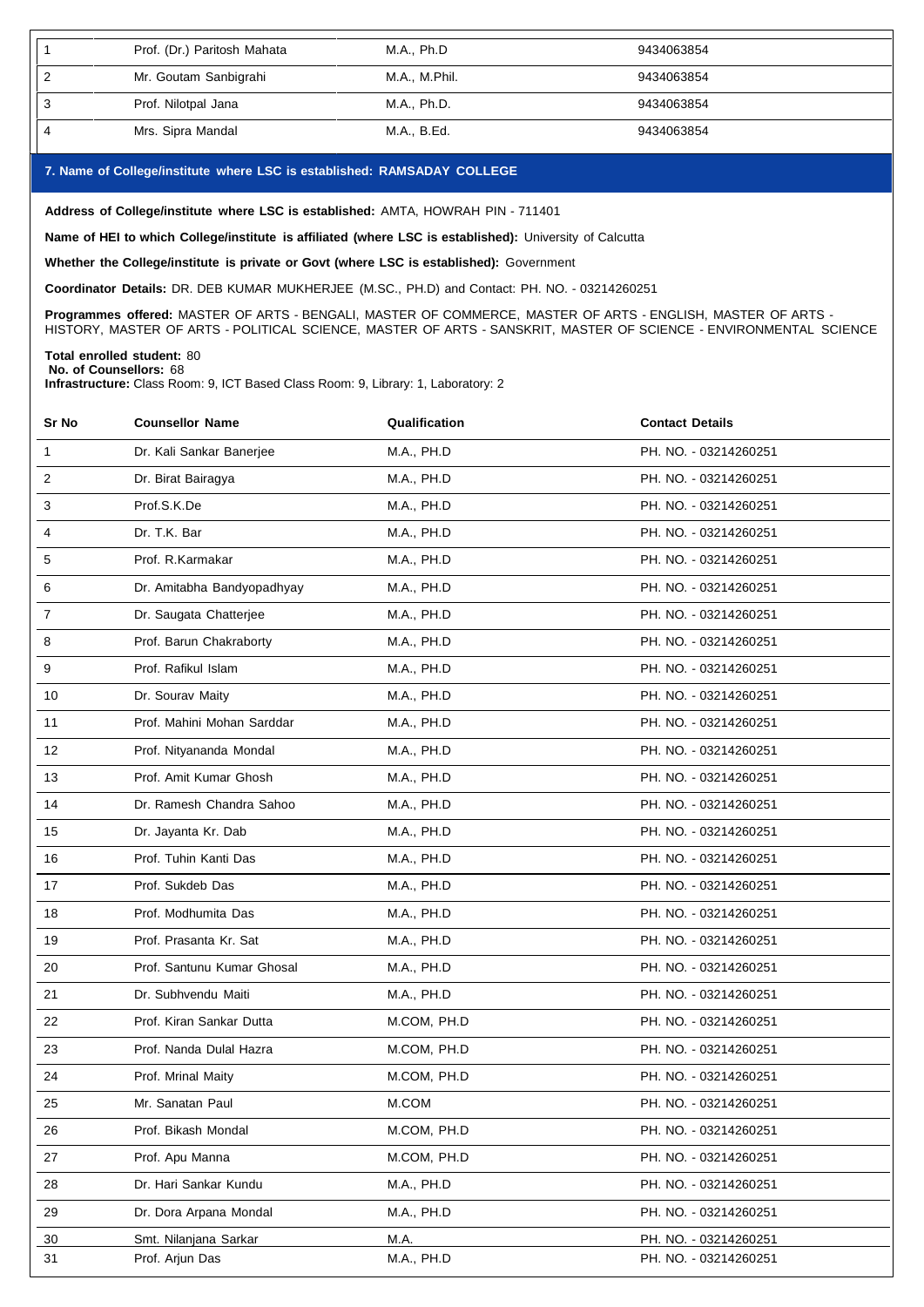| 1 | Prof. (Dr.) Paritosh Mahata | M.A., Ph.D | 9434063854 |
|---|---|---|---|
| 2 | Mr. Goutam Sanbigrahi | M.A., M.Phil. | 9434063854 |
| 3 | Prof. Nilotpal Jana | M.A., Ph.D. | 9434063854 |
| 4 | Mrs. Sipra Mandal | M.A., B.Ed. | 9434063854 |

## 7. Name of College/institute where LSC is established: RAMSADAY COLLEGE

**Address of College/institute where LSC is established:** AMTA, HOWRAH PIN - 711401

**Name of HEI to which College/institute is affiliated (where LSC is established):** University of Calcutta

**Whether the College/institute is private or Govt (where LSC is established):** Government

**Coordinator Details:** DR. DEB KUMAR MUKHERJEE (M.SC., PH.D) and Contact: PH. NO. - 03214260251

**Programmes offered:** MASTER OF ARTS - BENGALI, MASTER OF COMMERCE, MASTER OF ARTS - ENGLISH, MASTER OF ARTS - HISTORY, MASTER OF ARTS - POLITICAL SCIENCE, MASTER OF ARTS - SANSKRIT, MASTER OF SCIENCE - ENVIRONMENTAL SCIENCE

**Total enrolled student:** 80
**No. of Counsellors:** 68
**Infrastructure:** Class Room: 9, ICT Based Class Room: 9, Library: 1, Laboratory: 2

| Sr No | Counsellor Name | Qualification | Contact Details |
|---|---|---|---|
| 1 | Dr. Kali Sankar Banerjee | M.A., PH.D | PH. NO. - 03214260251 |
| 2 | Dr. Birat Bairagya | M.A., PH.D | PH. NO. - 03214260251 |
| 3 | Prof.S.K.De | M.A., PH.D | PH. NO. - 03214260251 |
| 4 | Dr. T.K. Bar | M.A., PH.D | PH. NO. - 03214260251 |
| 5 | Prof. R.Karmakar | M.A., PH.D | PH. NO. - 03214260251 |
| 6 | Dr. Amitabha Bandyopadhyay | M.A., PH.D | PH. NO. - 03214260251 |
| 7 | Dr. Saugata Chatterjee | M.A., PH.D | PH. NO. - 03214260251 |
| 8 | Prof. Barun Chakraborty | M.A., PH.D | PH. NO. - 03214260251 |
| 9 | Prof. Rafikul Islam | M.A., PH.D | PH. NO. - 03214260251 |
| 10 | Dr. Sourav Maity | M.A., PH.D | PH. NO. - 03214260251 |
| 11 | Prof. Mahini Mohan Sarddar | M.A., PH.D | PH. NO. - 03214260251 |
| 12 | Prof. Nityananda Mondal | M.A., PH.D | PH. NO. - 03214260251 |
| 13 | Prof. Amit Kumar Ghosh | M.A., PH.D | PH. NO. - 03214260251 |
| 14 | Dr. Ramesh Chandra Sahoo | M.A., PH.D | PH. NO. - 03214260251 |
| 15 | Dr. Jayanta Kr. Dab | M.A., PH.D | PH. NO. - 03214260251 |
| 16 | Prof. Tuhin Kanti Das | M.A., PH.D | PH. NO. - 03214260251 |
| 17 | Prof. Sukdeb Das | M.A., PH.D | PH. NO. - 03214260251 |
| 18 | Prof. Modhumita Das | M.A., PH.D | PH. NO. - 03214260251 |
| 19 | Prof. Prasanta Kr. Sat | M.A., PH.D | PH. NO. - 03214260251 |
| 20 | Prof. Santunu Kumar Ghosal | M.A., PH.D | PH. NO. - 03214260251 |
| 21 | Dr. Subhvendu Maiti | M.A., PH.D | PH. NO. - 03214260251 |
| 22 | Prof. Kiran Sankar Dutta | M.COM, PH.D | PH. NO. - 03214260251 |
| 23 | Prof. Nanda Dulal Hazra | M.COM, PH.D | PH. NO. - 03214260251 |
| 24 | Prof. Mrinal Maity | M.COM, PH.D | PH. NO. - 03214260251 |
| 25 | Mr. Sanatan Paul | M.COM | PH. NO. - 03214260251 |
| 26 | Prof. Bikash Mondal | M.COM, PH.D | PH. NO. - 03214260251 |
| 27 | Prof. Apu Manna | M.COM, PH.D | PH. NO. - 03214260251 |
| 28 | Dr. Hari Sankar Kundu | M.A., PH.D | PH. NO. - 03214260251 |
| 29 | Dr. Dora Arpana Mondal | M.A., PH.D | PH. NO. - 03214260251 |
| 30 | Smt. Nilanjana Sarkar | M.A. | PH. NO. - 03214260251 |
| 31 | Prof. Arjun Das | M.A., PH.D | PH. NO. - 03214260251 |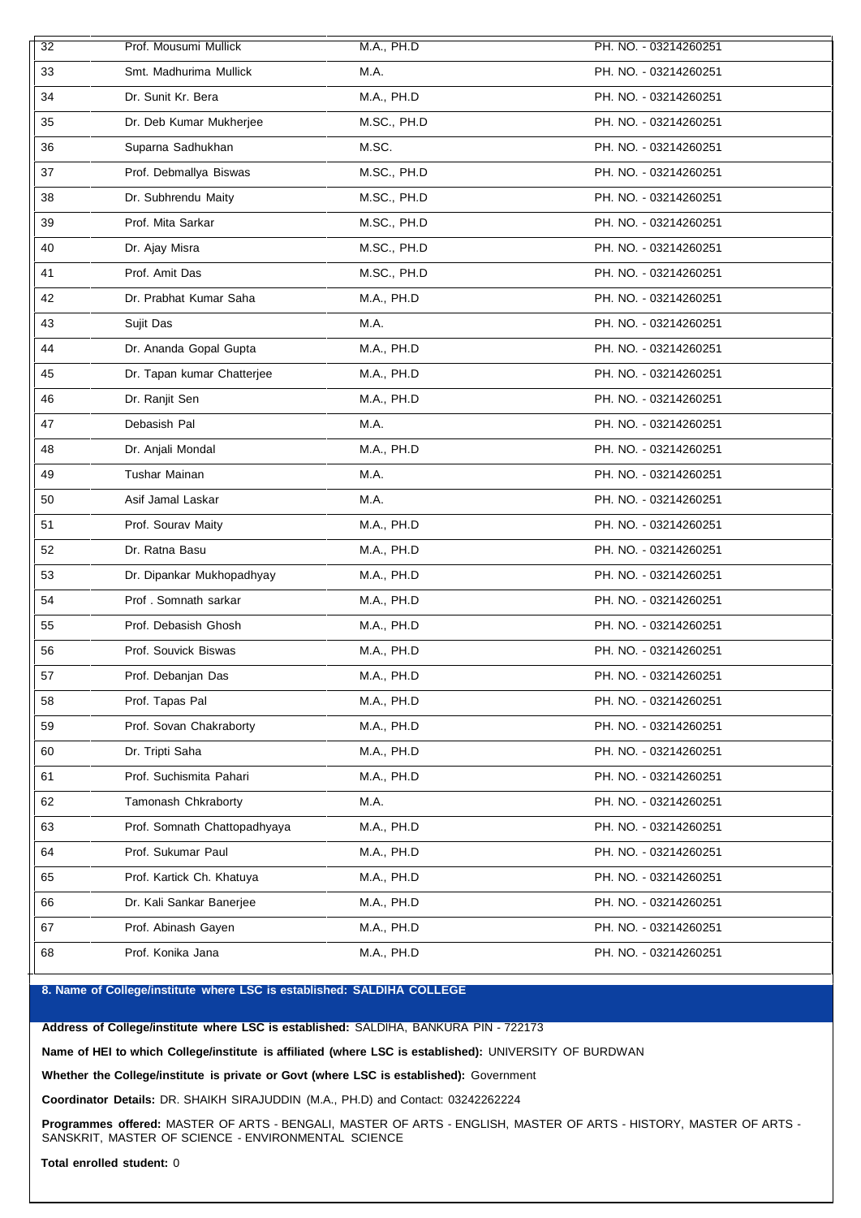| 32 | Prof. Mousumi Mullick | M.A., PH.D | PH. NO. - 03214260251 |
|---|---|---|---|
| 33 | Smt. Madhurima Mullick | M.A. | PH. NO. - 03214260251 |
| 34 | Dr. Sunit Kr. Bera | M.A., PH.D | PH. NO. - 03214260251 |
| 35 | Dr. Deb Kumar Mukherjee | M.SC., PH.D | PH. NO. - 03214260251 |
| 36 | Suparna Sadhukhan | M.SC. | PH. NO. - 03214260251 |
| 37 | Prof. Debmallya Biswas | M.SC., PH.D | PH. NO. - 03214260251 |
| 38 | Dr. Subhrendu Maity | M.SC., PH.D | PH. NO. - 03214260251 |
| 39 | Prof. Mita Sarkar | M.SC., PH.D | PH. NO. - 03214260251 |
| 40 | Dr. Ajay Misra | M.SC., PH.D | PH. NO. - 03214260251 |
| 41 | Prof. Amit Das | M.SC., PH.D | PH. NO. - 03214260251 |
| 42 | Dr. Prabhat Kumar Saha | M.A., PH.D | PH. NO. - 03214260251 |
| 43 | Sujit Das | M.A. | PH. NO. - 03214260251 |
| 44 | Dr. Ananda Gopal Gupta | M.A., PH.D | PH. NO. - 03214260251 |
| 45 | Dr. Tapan kumar Chatterjee | M.A., PH.D | PH. NO. - 03214260251 |
| 46 | Dr. Ranjit Sen | M.A., PH.D | PH. NO. - 03214260251 |
| 47 | Debasish Pal | M.A. | PH. NO. - 03214260251 |
| 48 | Dr. Anjali Mondal | M.A., PH.D | PH. NO. - 03214260251 |
| 49 | Tushar Mainan | M.A. | PH. NO. - 03214260251 |
| 50 | Asif Jamal Laskar | M.A. | PH. NO. - 03214260251 |
| 51 | Prof. Sourav Maity | M.A., PH.D | PH. NO. - 03214260251 |
| 52 | Dr. Ratna Basu | M.A., PH.D | PH. NO. - 03214260251 |
| 53 | Dr. Dipankar Mukhopadhyay | M.A., PH.D | PH. NO. - 03214260251 |
| 54 | Prof . Somnath sarkar | M.A., PH.D | PH. NO. - 03214260251 |
| 55 | Prof. Debasish Ghosh | M.A., PH.D | PH. NO. - 03214260251 |
| 56 | Prof. Souvick Biswas | M.A., PH.D | PH. NO. - 03214260251 |
| 57 | Prof. Debanjan Das | M.A., PH.D | PH. NO. - 03214260251 |
| 58 | Prof. Tapas Pal | M.A., PH.D | PH. NO. - 03214260251 |
| 59 | Prof. Sovan Chakraborty | M.A., PH.D | PH. NO. - 03214260251 |
| 60 | Dr. Tripti Saha | M.A., PH.D | PH. NO. - 03214260251 |
| 61 | Prof. Suchismita Pahari | M.A., PH.D | PH. NO. - 03214260251 |
| 62 | Tamonash Chkraborty | M.A. | PH. NO. - 03214260251 |
| 63 | Prof. Somnath Chattopadhyaya | M.A., PH.D | PH. NO. - 03214260251 |
| 64 | Prof. Sukumar Paul | M.A., PH.D | PH. NO. - 03214260251 |
| 65 | Prof. Kartick Ch. Khatuya | M.A., PH.D | PH. NO. - 03214260251 |
| 66 | Dr. Kali Sankar Banerjee | M.A., PH.D | PH. NO. - 03214260251 |
| 67 | Prof. Abinash Gayen | M.A., PH.D | PH. NO. - 03214260251 |
| 68 | Prof. Konika Jana | M.A., PH.D | PH. NO. - 03214260251 |

## 8. Name of College/institute where LSC is established: SALDIHA COLLEGE

**Address of College/institute where LSC is established:** SALDIHA, BANKURA PIN - 722173

**Name of HEI to which College/institute is affiliated (where LSC is established):** UNIVERSITY OF BURDWAN

**Whether the College/institute is private or Govt (where LSC is established):** Government

**Coordinator Details:** DR. SHAIKH SIRAJUDDIN (M.A., PH.D) and Contact: 03242262224

**Programmes offered:** MASTER OF ARTS - BENGALI, MASTER OF ARTS - ENGLISH, MASTER OF ARTS - HISTORY, MASTER OF ARTS - SANSKRIT, MASTER OF SCIENCE - ENVIRONMENTAL SCIENCE

**Total enrolled student:** 0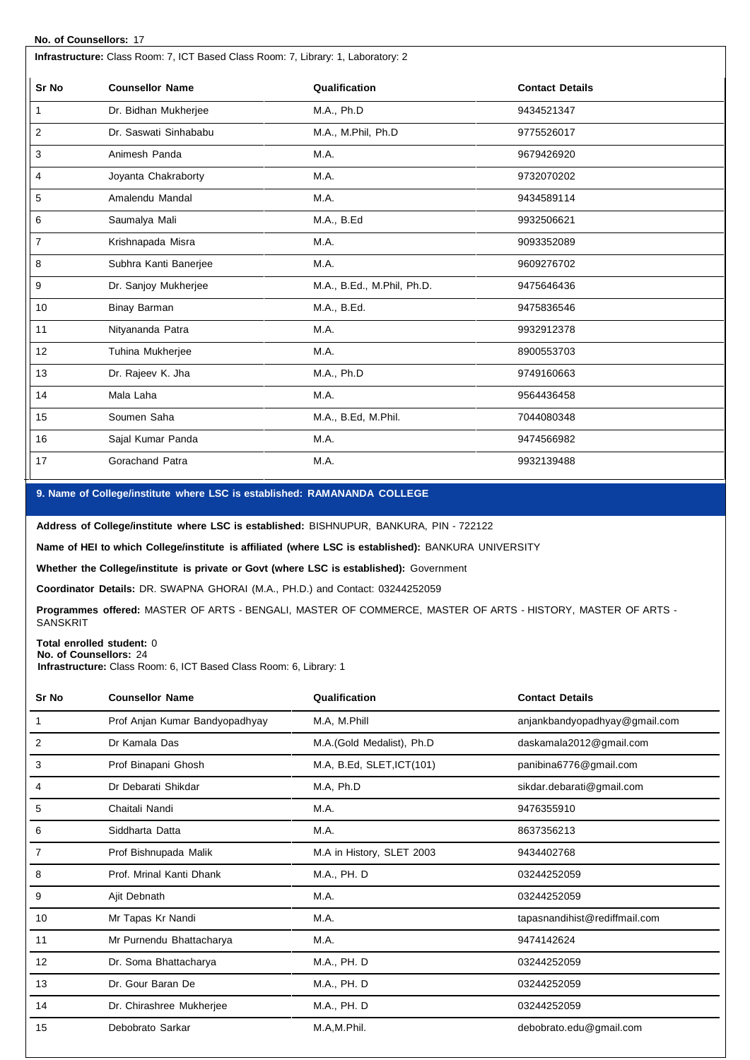**No. of Counsellors:** 17

**Infrastructure:** Class Room: 7, ICT Based Class Room: 7, Library: 1, Laboratory: 2

| Sr No | Counsellor Name | Qualification | Contact Details |
|---|---|---|---|
| 1 | Dr. Bidhan Mukherjee | M.A., Ph.D | 9434521347 |
| 2 | Dr. Saswati Sinhababu | M.A., M.Phil, Ph.D | 9775526017 |
| 3 | Animesh Panda | M.A. | 9679426920 |
| 4 | Joyanta Chakraborty | M.A. | 9732070202 |
| 5 | Amalendu Mandal | M.A. | 9434589114 |
| 6 | Saumalya Mali | M.A., B.Ed | 9932506621 |
| 7 | Krishnapada Misra | M.A. | 9093352089 |
| 8 | Subhra Kanti Banerjee | M.A. | 9609276702 |
| 9 | Dr. Sanjoy Mukherjee | M.A., B.Ed., M.Phil, Ph.D. | 9475646436 |
| 10 | Binay Barman | M.A., B.Ed. | 9475836546 |
| 11 | Nityananda Patra | M.A. | 9932912378 |
| 12 | Tuhina Mukherjee | M.A. | 8900553703 |
| 13 | Dr. Rajeev K. Jha | M.A., Ph.D | 9749160663 |
| 14 | Mala Laha | M.A. | 9564436458 |
| 15 | Soumen Saha | M.A., B.Ed, M.Phil. | 7044080348 |
| 16 | Sajal Kumar Panda | M.A. | 9474566982 |
| 17 | Gorachand Patra | M.A. | 9932139488 |

## 9. Name of College/institute where LSC is established: RAMANANDA COLLEGE

**Address of College/institute where LSC is established:** BISHNUPUR, BANKURA, PIN - 722122

**Name of HEI to which College/institute is affiliated (where LSC is established):** BANKURA UNIVERSITY

**Whether the College/institute is private or Govt (where LSC is established):** Government

**Coordinator Details:** DR. SWAPNA GHORAI (M.A., PH.D.) and Contact: 03244252059

**Programmes offered:** MASTER OF ARTS - BENGALI, MASTER OF COMMERCE, MASTER OF ARTS - HISTORY, MASTER OF ARTS - SANSKRIT

**Total enrolled student:** 0

**No. of Counsellors:** 24

**Infrastructure:** Class Room: 6, ICT Based Class Room: 6, Library: 1

| Sr No | Counsellor Name | Qualification | Contact Details |
|---|---|---|---|
| 1 | Prof Anjan Kumar Bandyopadhyay | M.A, M.Phill | anjankbandyopadhyay@gmail.com |
| 2 | Dr Kamala Das | M.A.(Gold Medalist), Ph.D | daskamala2012@gmail.com |
| 3 | Prof Binapani Ghosh | M.A, B.Ed, SLET,ICT(101) | panibina6776@gmail.com |
| 4 | Dr Debarati Shikdar | M.A, Ph.D | sikdar.debarati@gmail.com |
| 5 | Chaitali Nandi | M.A. | 9476355910 |
| 6 | Siddharta Datta | M.A. | 8637356213 |
| 7 | Prof Bishnupada Malik | M.A in History, SLET 2003 | 9434402768 |
| 8 | Prof. Mrinal Kanti Dhank | M.A., PH. D | 03244252059 |
| 9 | Ajit Debnath | M.A. | 03244252059 |
| 10 | Mr Tapas Kr Nandi | M.A. | tapasnandihist@rediffmail.com |
| 11 | Mr Purnendu Bhattacharya | M.A. | 9474142624 |
| 12 | Dr. Soma Bhattacharya | M.A., PH. D | 03244252059 |
| 13 | Dr. Gour Baran De | M.A., PH. D | 03244252059 |
| 14 | Dr. Chirashree Mukherjee | M.A., PH. D | 03244252059 |
| 15 | Debobrato Sarkar | M.A,M.Phil. | debobrato.edu@gmail.com |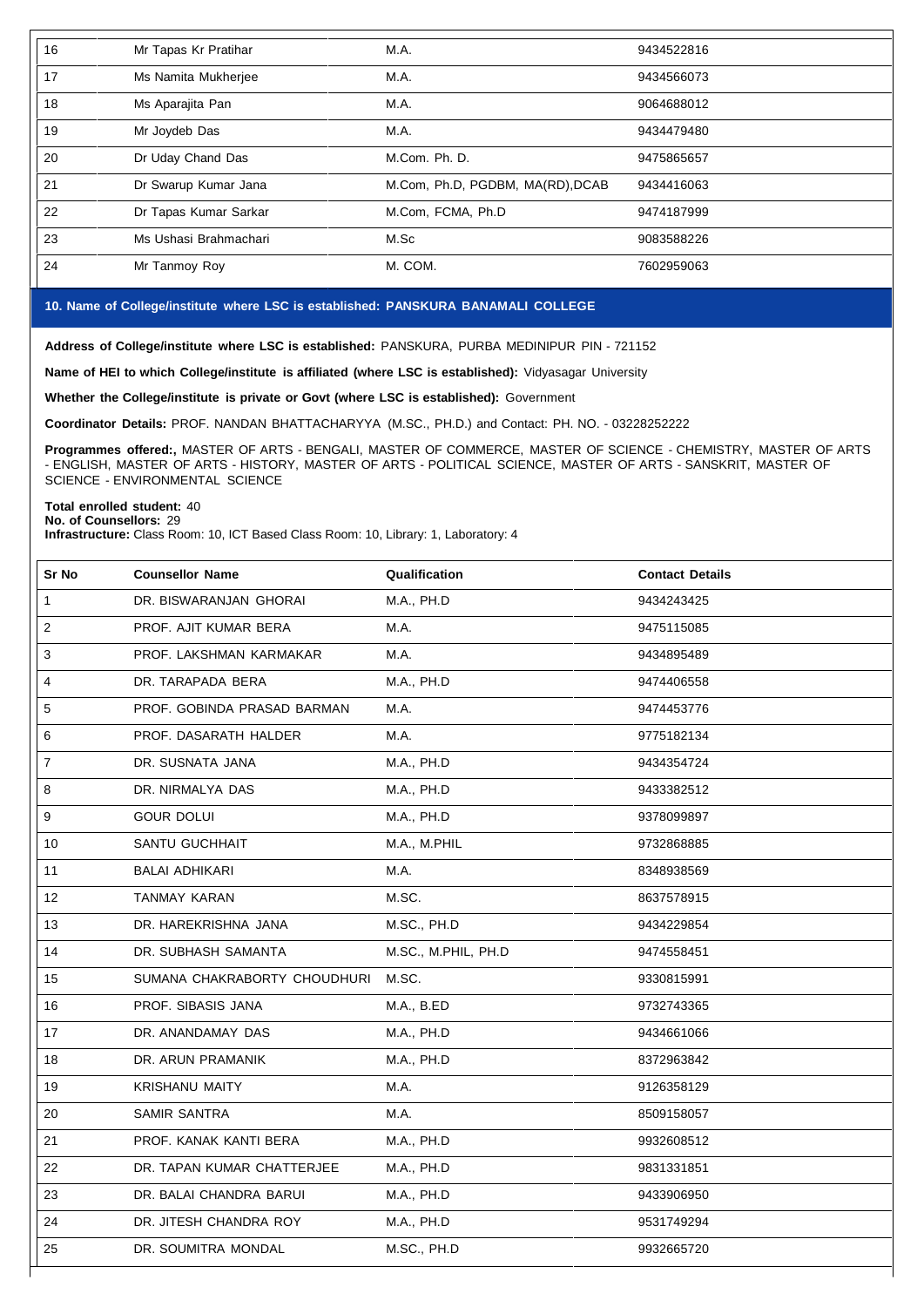| 16 | Mr Tapas Kr Pratihar | M.A. | 9434522816 |
|---|---|---|---|
| 17 | Ms Namita Mukherjee | M.A. | 9434566073 |
| 18 | Ms Aparajita Pan | M.A. | 9064688012 |
| 19 | Mr Joydeb Das | M.A. | 9434479480 |
| 20 | Dr Uday Chand Das | M.Com. Ph. D. | 9475865657 |
| 21 | Dr Swarup Kumar Jana | M.Com, Ph.D, PGDBM, MA(RD),DCAB | 9434416063 |
| 22 | Dr Tapas Kumar Sarkar | M.Com, FCMA, Ph.D | 9474187999 |
| 23 | Ms Ushasi Brahmachari | M.Sc | 9083588226 |
| 24 | Mr Tanmoy Roy | M. COM. | 7602959063 |

## 10. Name of College/institute where LSC is established: PANSKURA BANAMALI COLLEGE

**Address of College/institute where LSC is established:** PANSKURA, PURBA MEDINIPUR PIN - 721152

**Name of HEI to which College/institute is affiliated (where LSC is established):** Vidyasagar University

**Whether the College/institute is private or Govt (where LSC is established):** Government

**Coordinator Details:** PROF. NANDAN BHATTACHARYYA (M.SC., PH.D.) and Contact: PH. NO. - 03228252222

**Programmes offered:,** MASTER OF ARTS - BENGALI, MASTER OF COMMERCE, MASTER OF SCIENCE - CHEMISTRY, MASTER OF ARTS - ENGLISH, MASTER OF ARTS - HISTORY, MASTER OF ARTS - POLITICAL SCIENCE, MASTER OF ARTS - SANSKRIT, MASTER OF SCIENCE - ENVIRONMENTAL SCIENCE

**Total enrolled student:** 40
**No. of Counsellors:** 29
**Infrastructure:** Class Room: 10, ICT Based Class Room: 10, Library: 1, Laboratory: 4

| Sr No | Counsellor Name | Qualification | Contact Details |
|---|---|---|---|
| 1 | DR. BISWARANJAN GHORAI | M.A., PH.D | 9434243425 |
| 2 | PROF. AJIT KUMAR BERA | M.A. | 9475115085 |
| 3 | PROF. LAKSHMAN KARMAKAR | M.A. | 9434895489 |
| 4 | DR. TARAPADA BERA | M.A., PH.D | 9474406558 |
| 5 | PROF. GOBINDA PRASAD BARMAN | M.A. | 9474453776 |
| 6 | PROF. DASARATH HALDER | M.A. | 9775182134 |
| 7 | DR. SUSNATA JANA | M.A., PH.D | 9434354724 |
| 8 | DR. NIRMALYA DAS | M.A., PH.D | 9433382512 |
| 9 | GOUR DOLUI | M.A., PH.D | 9378099897 |
| 10 | SANTU GUCHHAIT | M.A., M.PHIL | 9732868885 |
| 11 | BALAI ADHIKARI | M.A. | 8348938569 |
| 12 | TANMAY KARAN | M.SC. | 8637578915 |
| 13 | DR. HAREKRISHNA JANA | M.SC., PH.D | 9434229854 |
| 14 | DR. SUBHASH SAMANTA | M.SC., M.PHIL, PH.D | 9474558451 |
| 15 | SUMANA CHAKRABORTY CHOUDHURI | M.SC. | 9330815991 |
| 16 | PROF. SIBASIS JANA | M.A., B.ED | 9732743365 |
| 17 | DR. ANANDAMAY DAS | M.A., PH.D | 9434661066 |
| 18 | DR. ARUN PRAMANIK | M.A., PH.D | 8372963842 |
| 19 | KRISHANU MAITY | M.A. | 9126358129 |
| 20 | SAMIR SANTRA | M.A. | 8509158057 |
| 21 | PROF. KANAK KANTI BERA | M.A., PH.D | 9932608512 |
| 22 | DR. TAPAN KUMAR CHATTERJEE | M.A., PH.D | 9831331851 |
| 23 | DR. BALAI CHANDRA BARUI | M.A., PH.D | 9433906950 |
| 24 | DR. JITESH CHANDRA ROY | M.A., PH.D | 9531749294 |
| 25 | DR. SOUMITRA MONDAL | M.SC., PH.D | 9932665720 |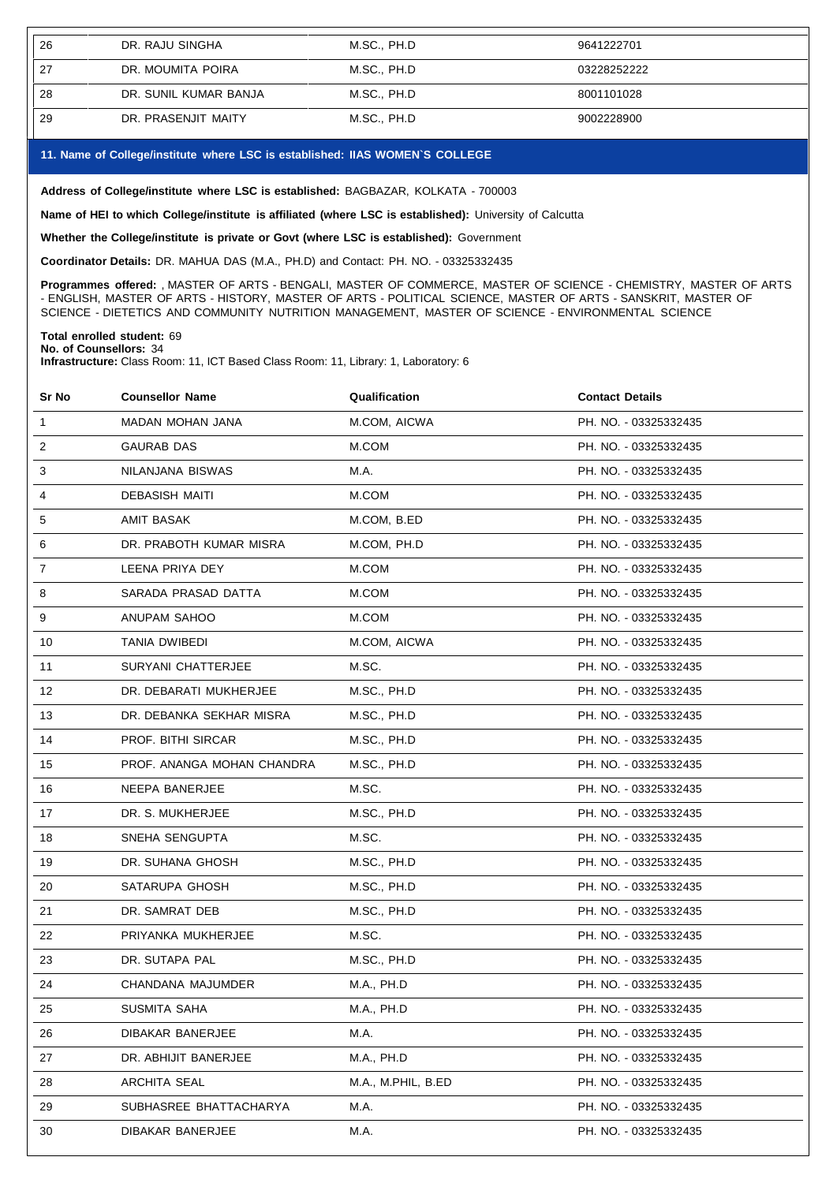| 26 | DR. RAJU SINGHA | M.SC., PH.D | 9641222701 |
|---|---|---|---|
| 27 | DR. MOUMITA POIRA | M.SC., PH.D | 03228252222 |
| 28 | DR. SUNIL KUMAR BANJA | M.SC., PH.D | 8001101028 |
| 29 | DR. PRASENJIT MAITY | M.SC., PH.D | 9002228900 |

## 11. Name of College/institute where LSC is established: IIAS WOMEN`S COLLEGE

**Address of College/institute where LSC is established:** BAGBAZAR, KOLKATA - 700003

**Name of HEI to which College/institute is affiliated (where LSC is established):** University of Calcutta

**Whether the College/institute is private or Govt (where LSC is established):** Government

**Coordinator Details:** DR. MAHUA DAS (M.A., PH.D) and Contact: PH. NO. - 03325332435

**Programmes offered:** , MASTER OF ARTS - BENGALI, MASTER OF COMMERCE, MASTER OF SCIENCE - CHEMISTRY, MASTER OF ARTS - ENGLISH, MASTER OF ARTS - HISTORY, MASTER OF ARTS - POLITICAL SCIENCE, MASTER OF ARTS - SANSKRIT, MASTER OF SCIENCE - DIETETICS AND COMMUNITY NUTRITION MANAGEMENT, MASTER OF SCIENCE - ENVIRONMENTAL SCIENCE

**Total enrolled student:** 69
**No. of Counsellors:** 34
**Infrastructure:** Class Room: 11, ICT Based Class Room: 11, Library: 1, Laboratory: 6

| Sr No | Counsellor Name | Qualification | Contact Details |
|---|---|---|---|
| 1 | MADAN MOHAN JANA | M.COM, AICWA | PH. NO. - 03325332435 |
| 2 | GAURAB DAS | M.COM | PH. NO. - 03325332435 |
| 3 | NILANJANA BISWAS | M.A. | PH. NO. - 03325332435 |
| 4 | DEBASISH MAITI | M.COM | PH. NO. - 03325332435 |
| 5 | AMIT BASAK | M.COM, B.ED | PH. NO. - 03325332435 |
| 6 | DR. PRABOTH KUMAR MISRA | M.COM, PH.D | PH. NO. - 03325332435 |
| 7 | LEENA PRIYA DEY | M.COM | PH. NO. - 03325332435 |
| 8 | SARADA PRASAD DATTA | M.COM | PH. NO. - 03325332435 |
| 9 | ANUPAM SAHOO | M.COM | PH. NO. - 03325332435 |
| 10 | TANIA DWIBEDI | M.COM, AICWA | PH. NO. - 03325332435 |
| 11 | SURYANI CHATTERJEE | M.SC. | PH. NO. - 03325332435 |
| 12 | DR. DEBARATI MUKHERJEE | M.SC., PH.D | PH. NO. - 03325332435 |
| 13 | DR. DEBANKA SEKHAR MISRA | M.SC., PH.D | PH. NO. - 03325332435 |
| 14 | PROF. BITHI SIRCAR | M.SC., PH.D | PH. NO. - 03325332435 |
| 15 | PROF. ANANGA MOHAN CHANDRA | M.SC., PH.D | PH. NO. - 03325332435 |
| 16 | NEEPA BANERJEE | M.SC. | PH. NO. - 03325332435 |
| 17 | DR. S. MUKHERJEE | M.SC., PH.D | PH. NO. - 03325332435 |
| 18 | SNEHA SENGUPTA | M.SC. | PH. NO. - 03325332435 |
| 19 | DR. SUHANA GHOSH | M.SC., PH.D | PH. NO. - 03325332435 |
| 20 | SATARUPA GHOSH | M.SC., PH.D | PH. NO. - 03325332435 |
| 21 | DR. SAMRAT DEB | M.SC., PH.D | PH. NO. - 03325332435 |
| 22 | PRIYANKA MUKHERJEE | M.SC. | PH. NO. - 03325332435 |
| 23 | DR. SUTAPA PAL | M.SC., PH.D | PH. NO. - 03325332435 |
| 24 | CHANDANA MAJUMDER | M.A., PH.D | PH. NO. - 03325332435 |
| 25 | SUSMITA SAHA | M.A., PH.D | PH. NO. - 03325332435 |
| 26 | DIBAKAR BANERJEE | M.A. | PH. NO. - 03325332435 |
| 27 | DR. ABHIJIT BANERJEE | M.A., PH.D | PH. NO. - 03325332435 |
| 28 | ARCHITA SEAL | M.A., M.PHIL, B.ED | PH. NO. - 03325332435 |
| 29 | SUBHASREE BHATTACHARYA | M.A. | PH. NO. - 03325332435 |
| 30 | DIBAKAR BANERJEE | M.A. | PH. NO. - 03325332435 |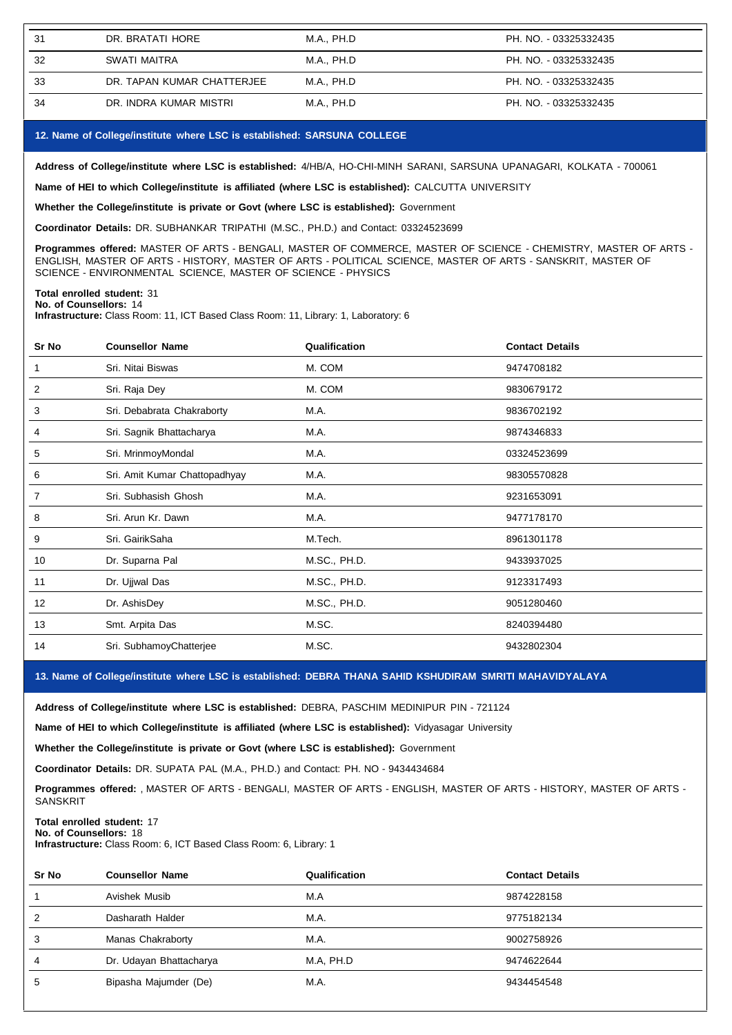| | | | |
|---|---|---|---|
| 31 | DR. BRATATI HORE | M.A., PH.D | PH. NO. - 03325332435 |
| 32 | SWATI MAITRA | M.A., PH.D | PH. NO. - 03325332435 |
| 33 | DR. TAPAN KUMAR CHATTERJEE | M.A., PH.D | PH. NO. - 03325332435 |
| 34 | DR. INDRA KUMAR MISTRI | M.A., PH.D | PH. NO. - 03325332435 |

## 12. Name of College/institute where LSC is established: SARSUNA COLLEGE

**Address of College/institute where LSC is established:** 4/HB/A, HO-CHI-MINH SARANI, SARSUNA UPANAGARI, KOLKATA - 700061

**Name of HEI to which College/institute is affiliated (where LSC is established):** CALCUTTA UNIVERSITY

**Whether the College/institute is private or Govt (where LSC is established):** Government

**Coordinator Details:** DR. SUBHANKAR TRIPATHI (M.SC., PH.D.) and Contact: 03324523699

**Programmes offered:** MASTER OF ARTS - BENGALI, MASTER OF COMMERCE, MASTER OF SCIENCE - CHEMISTRY, MASTER OF ARTS - ENGLISH, MASTER OF ARTS - HISTORY, MASTER OF ARTS - POLITICAL SCIENCE, MASTER OF ARTS - SANSKRIT, MASTER OF SCIENCE - ENVIRONMENTAL SCIENCE, MASTER OF SCIENCE - PHYSICS

**Total enrolled student:** 31
**No. of Counsellors:** 14
**Infrastructure:** Class Room: 11, ICT Based Class Room: 11, Library: 1, Laboratory: 6

| Sr No | Counsellor Name | Qualification | Contact Details |
|---|---|---|---|
| 1 | Sri. Nitai Biswas | M. COM | 9474708182 |
| 2 | Sri. Raja Dey | M. COM | 9830679172 |
| 3 | Sri. Debabrata Chakraborty | M.A. | 9836702192 |
| 4 | Sri. Sagnik Bhattacharya | M.A. | 9874346833 |
| 5 | Sri. MrinmoyMondal | M.A. | 03324523699 |
| 6 | Sri. Amit Kumar Chattopadhyay | M.A. | 98305570828 |
| 7 | Sri. Subhasish Ghosh | M.A. | 9231653091 |
| 8 | Sri. Arun Kr. Dawn | M.A. | 9477178170 |
| 9 | Sri. GairikSaha | M.Tech. | 8961301178 |
| 10 | Dr. Suparna Pal | M.SC., PH.D. | 9433937025 |
| 11 | Dr. Ujjwal Das | M.SC., PH.D. | 9123317493 |
| 12 | Dr. AshisDey | M.SC., PH.D. | 9051280460 |
| 13 | Smt. Arpita Das | M.SC. | 8240394480 |
| 14 | Sri. SubhamoyChatterjee | M.SC. | 9432802304 |

## 13. Name of College/institute where LSC is established: DEBRA THANA SAHID KSHUDIRAM SMRITI MAHAVIDYALAYA

**Address of College/institute where LSC is established:** DEBRA, PASCHIM MEDINIPUR PIN - 721124

**Name of HEI to which College/institute is affiliated (where LSC is established):** Vidyasagar University

**Whether the College/institute is private or Govt (where LSC is established):** Government

**Coordinator Details:** DR. SUPATA PAL (M.A., PH.D.) and Contact: PH. NO - 9434434684

**Programmes offered:** , MASTER OF ARTS - BENGALI, MASTER OF ARTS - ENGLISH, MASTER OF ARTS - HISTORY, MASTER OF ARTS - SANSKRIT

**Total enrolled student:** 17
**No. of Counsellors:** 18
**Infrastructure:** Class Room: 6, ICT Based Class Room: 6, Library: 1

| Sr No | Counsellor Name | Qualification | Contact Details |
|---|---|---|---|
| 1 | Avishek Musib | M.A | 9874228158 |
| 2 | Dasharath Halder | M.A. | 9775182134 |
| 3 | Manas Chakraborty | M.A. | 9002758926 |
| 4 | Dr. Udayan Bhattacharya | M.A, PH.D | 9474622644 |
| 5 | Bipasha Majumder (De) | M.A. | 9434454548 |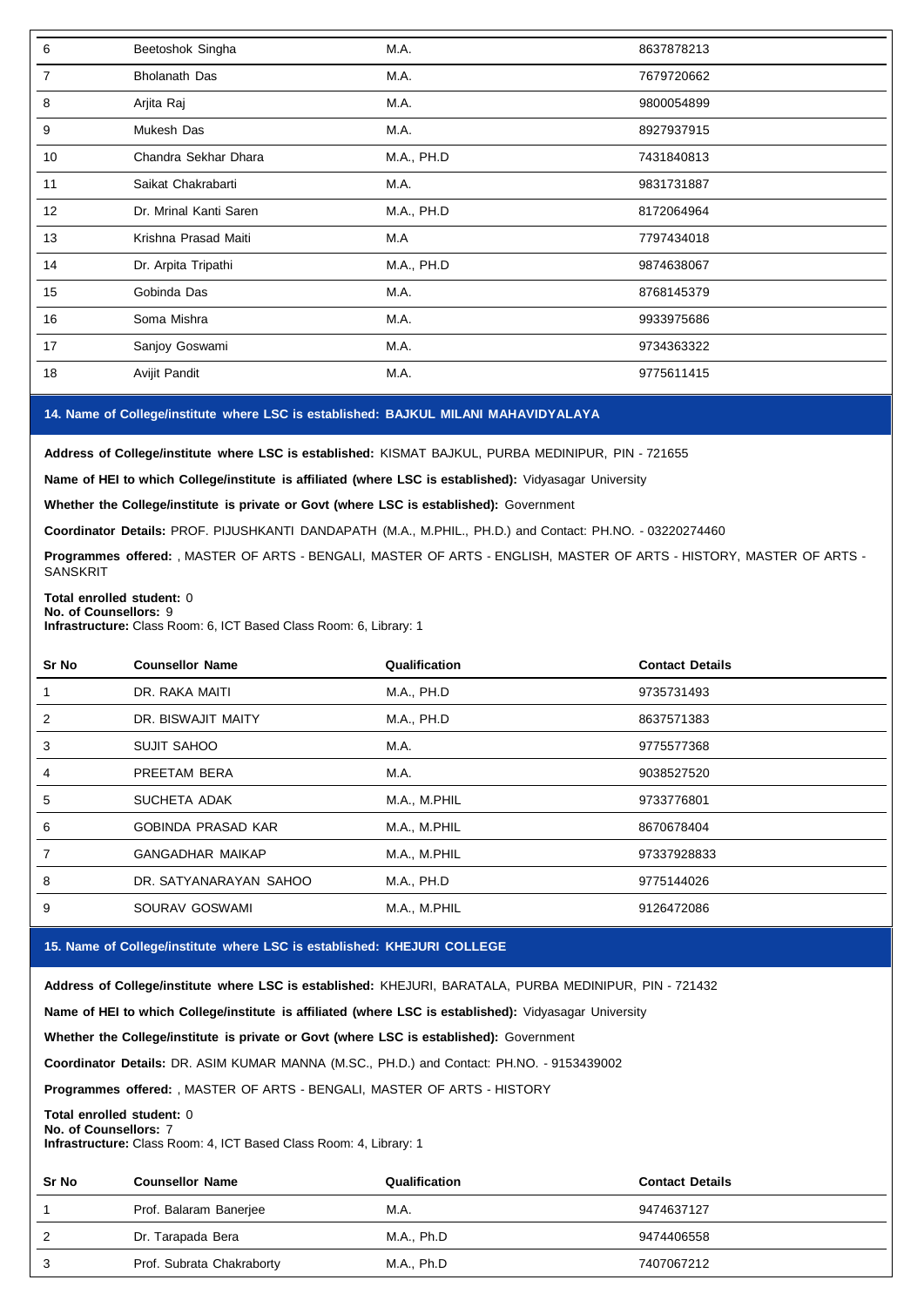| | | | |
|---|---|---|---|
| 6 | Beetoshok Singha | M.A. | 8637878213 |
| 7 | Bholanath Das | M.A. | 7679720662 |
| 8 | Arjita Raj | M.A. | 9800054899 |
| 9 | Mukesh Das | M.A. | 8927937915 |
| 10 | Chandra Sekhar Dhara | M.A., PH.D | 7431840813 |
| 11 | Saikat Chakrabarti | M.A. | 9831731887 |
| 12 | Dr. Mrinal Kanti Saren | M.A., PH.D | 8172064964 |
| 13 | Krishna Prasad Maiti | M.A | 7797434018 |
| 14 | Dr. Arpita Tripathi | M.A., PH.D | 9874638067 |
| 15 | Gobinda Das | M.A. | 8768145379 |
| 16 | Soma Mishra | M.A. | 9933975686 |
| 17 | Sanjoy Goswami | M.A. | 9734363322 |
| 18 | Avijit Pandit | M.A. | 9775611415 |

### 14. Name of College/institute where LSC is established: BAJKUL MILANI MAHAVIDYALAYA

**Address of College/institute where LSC is established:** KISMAT BAJKUL, PURBA MEDINIPUR, PIN - 721655

**Name of HEI to which College/institute is affiliated (where LSC is established):** Vidyasagar University

**Whether the College/institute is private or Govt (where LSC is established):** Government

**Coordinator Details:** PROF. PIJUSHKANTI DANDAPATH (M.A., M.PHIL., PH.D.) and Contact: PH.NO. - 03220274460

**Programmes offered:** , MASTER OF ARTS - BENGALI, MASTER OF ARTS - ENGLISH, MASTER OF ARTS - HISTORY, MASTER OF ARTS - SANSKRIT

**Total enrolled student:** 0
**No. of Counsellors:** 9
**Infrastructure:** Class Room: 6, ICT Based Class Room: 6, Library: 1

| Sr No | Counsellor Name | Qualification | Contact Details |
|---|---|---|---|
| 1 | DR. RAKA MAITI | M.A., PH.D | 9735731493 |
| 2 | DR. BISWAJIT MAITY | M.A., PH.D | 8637571383 |
| 3 | SUJIT SAHOO | M.A. | 9775577368 |
| 4 | PREETAM BERA | M.A. | 9038527520 |
| 5 | SUCHETA ADAK | M.A., M.PHIL | 9733776801 |
| 6 | GOBINDA PRASAD KAR | M.A., M.PHIL | 8670678404 |
| 7 | GANGADHAR MAIKAP | M.A., M.PHIL | 97337928833 |
| 8 | DR. SATYANARAYAN SAHOO | M.A., PH.D | 9775144026 |
| 9 | SOURAV GOSWAMI | M.A., M.PHIL | 9126472086 |

### 15. Name of College/institute where LSC is established: KHEJURI COLLEGE

**Address of College/institute where LSC is established:** KHEJURI, BARATALA, PURBA MEDINIPUR, PIN - 721432

**Name of HEI to which College/institute is affiliated (where LSC is established):** Vidyasagar University

**Whether the College/institute is private or Govt (where LSC is established):** Government

**Coordinator Details:** DR. ASIM KUMAR MANNA (M.SC., PH.D.) and Contact: PH.NO. - 9153439002

**Programmes offered:** , MASTER OF ARTS - BENGALI, MASTER OF ARTS - HISTORY

**Total enrolled student:** 0
**No. of Counsellors:** 7
**Infrastructure:** Class Room: 4, ICT Based Class Room: 4, Library: 1

| Sr No | Counsellor Name | Qualification | Contact Details |
|---|---|---|---|
| 1 | Prof. Balaram Banerjee | M.A. | 9474637127 |
| 2 | Dr. Tarapada Bera | M.A., Ph.D | 9474406558 |
| 3 | Prof. Subrata Chakraborty | M.A., Ph.D | 7407067212 |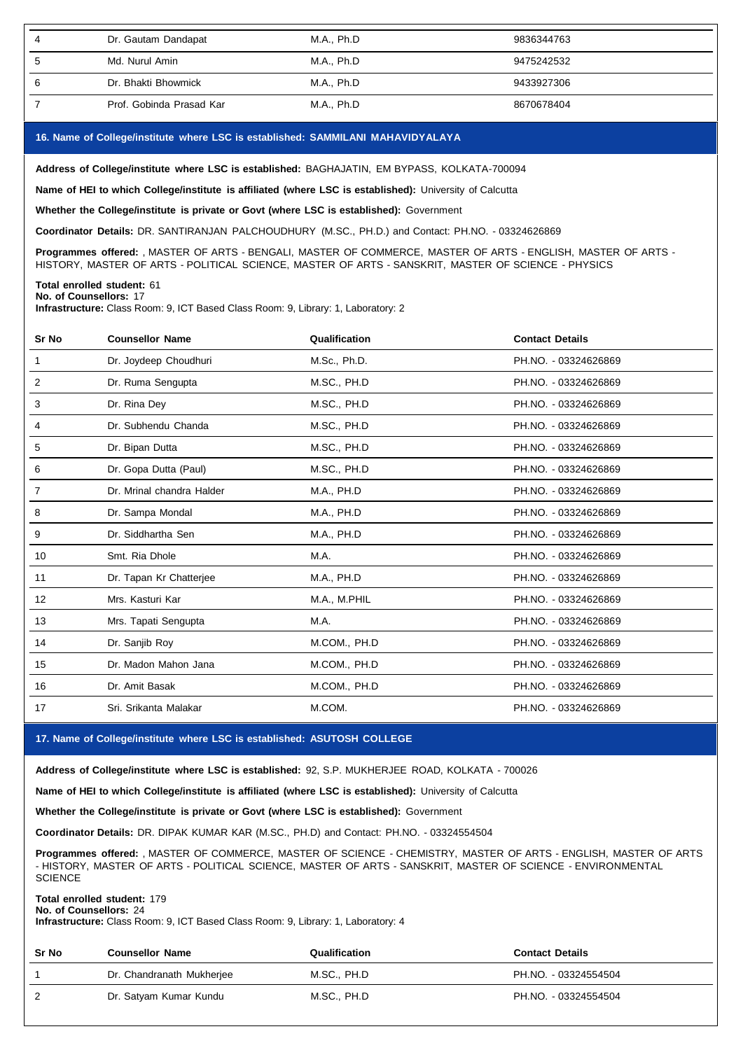| 4 | Dr. Gautam Dandapat | M.A., Ph.D | 9836344763 |
|---|---|---|---|
| 5 | Md. Nurul Amin | M.A., Ph.D | 9475242532 |
| 6 | Dr. Bhakti Bhowmick | M.A., Ph.D | 9433927306 |
| 7 | Prof. Gobinda Prasad Kar | M.A., Ph.D | 8670678404 |

### 16. Name of College/institute where LSC is established: SAMMILANI MAHAVIDYALAYA

**Address of College/institute where LSC is established:** BAGHAJATIN, EM BYPASS, KOLKATA-700094

**Name of HEI to which College/institute is affiliated (where LSC is established):** University of Calcutta

**Whether the College/institute is private or Govt (where LSC is established):** Government

**Coordinator Details:** DR. SANTIRANJAN PALCHOUDHURY (M.SC., PH.D.) and Contact: PH.NO. - 03324626869

**Programmes offered:** , MASTER OF ARTS - BENGALI, MASTER OF COMMERCE, MASTER OF ARTS - ENGLISH, MASTER OF ARTS - HISTORY, MASTER OF ARTS - POLITICAL SCIENCE, MASTER OF ARTS - SANSKRIT, MASTER OF SCIENCE - PHYSICS

**Total enrolled student:** 61
**No. of Counsellors:** 17
**Infrastructure:** Class Room: 9, ICT Based Class Room: 9, Library: 1, Laboratory: 2

| Sr No | Counsellor Name | Qualification | Contact Details |
|---|---|---|---|
| 1 | Dr. Joydeep Choudhuri | M.Sc., Ph.D. | PH.NO. - 03324626869 |
| 2 | Dr. Ruma Sengupta | M.SC., PH.D | PH.NO. - 03324626869 |
| 3 | Dr. Rina Dey | M.SC., PH.D | PH.NO. - 03324626869 |
| 4 | Dr. Subhendu Chanda | M.SC., PH.D | PH.NO. - 03324626869 |
| 5 | Dr. Bipan Dutta | M.SC., PH.D | PH.NO. - 03324626869 |
| 6 | Dr. Gopa Dutta (Paul) | M.SC., PH.D | PH.NO. - 03324626869 |
| 7 | Dr. Mrinal chandra Halder | M.A., PH.D | PH.NO. - 03324626869 |
| 8 | Dr. Sampa Mondal | M.A., PH.D | PH.NO. - 03324626869 |
| 9 | Dr. Siddhartha Sen | M.A., PH.D | PH.NO. - 03324626869 |
| 10 | Smt. Ria Dhole | M.A. | PH.NO. - 03324626869 |
| 11 | Dr. Tapan Kr Chatterjee | M.A., PH.D | PH.NO. - 03324626869 |
| 12 | Mrs. Kasturi Kar | M.A., M.PHIL | PH.NO. - 03324626869 |
| 13 | Mrs. Tapati Sengupta | M.A. | PH.NO. - 03324626869 |
| 14 | Dr. Sanjib Roy | M.COM., PH.D | PH.NO. - 03324626869 |
| 15 | Dr. Madon Mahon Jana | M.COM., PH.D | PH.NO. - 03324626869 |
| 16 | Dr. Amit Basak | M.COM., PH.D | PH.NO. - 03324626869 |
| 17 | Sri. Srikanta Malakar | M.COM. | PH.NO. - 03324626869 |

### 17. Name of College/institute where LSC is established: ASUTOSH COLLEGE

**Address of College/institute where LSC is established:** 92, S.P. MUKHERJEE ROAD, KOLKATA - 700026

**Name of HEI to which College/institute is affiliated (where LSC is established):** University of Calcutta

**Whether the College/institute is private or Govt (where LSC is established):** Government

**Coordinator Details:** DR. DIPAK KUMAR KAR (M.SC., PH.D) and Contact: PH.NO. - 03324554504

**Programmes offered:** , MASTER OF COMMERCE, MASTER OF SCIENCE - CHEMISTRY, MASTER OF ARTS - ENGLISH, MASTER OF ARTS - HISTORY, MASTER OF ARTS - POLITICAL SCIENCE, MASTER OF ARTS - SANSKRIT, MASTER OF SCIENCE - ENVIRONMENTAL SCIENCE

**Total enrolled student:** 179
**No. of Counsellors:** 24
**Infrastructure:** Class Room: 9, ICT Based Class Room: 9, Library: 1, Laboratory: 4

| Sr No | Counsellor Name | Qualification | Contact Details |
|---|---|---|---|
| 1 | Dr. Chandranath Mukherjee | M.SC., PH.D | PH.NO. - 03324554504 |
| 2 | Dr. Satyam Kumar Kundu | M.SC., PH.D | PH.NO. - 03324554504 |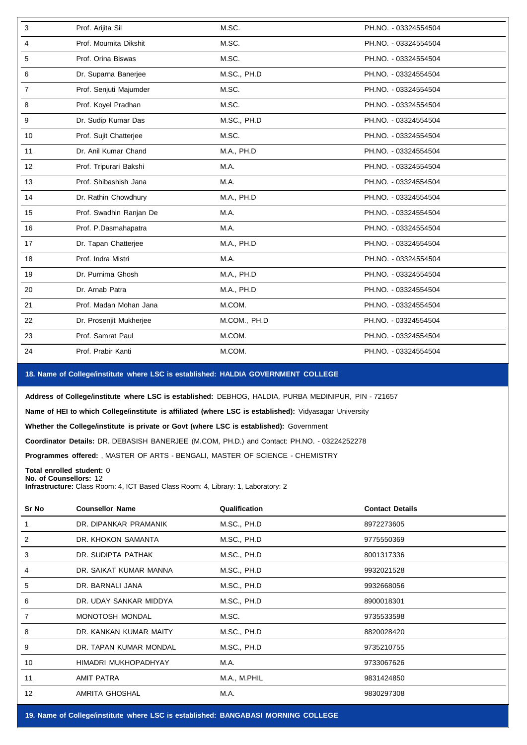| 3 | Prof. Arijita Sil | M.SC. | PH.NO. - 03324554504 |
|---|---|---|---|
| 4 | Prof. Moumita Dikshit | M.SC. | PH.NO. - 03324554504 |
| 5 | Prof. Orina Biswas | M.SC. | PH.NO. - 03324554504 |
| 6 | Dr. Suparna Banerjee | M.SC., PH.D | PH.NO. - 03324554504 |
| 7 | Prof. Senjuti Majumder | M.SC. | PH.NO. - 03324554504 |
| 8 | Prof. Koyel Pradhan | M.SC. | PH.NO. - 03324554504 |
| 9 | Dr. Sudip Kumar Das | M.SC., PH.D | PH.NO. - 03324554504 |
| 10 | Prof. Sujit Chatterjee | M.SC. | PH.NO. - 03324554504 |
| 11 | Dr. Anil Kumar Chand | M.A., PH.D | PH.NO. - 03324554504 |
| 12 | Prof. Tripurari Bakshi | M.A. | PH.NO. - 03324554504 |
| 13 | Prof. Shibashish Jana | M.A. | PH.NO. - 03324554504 |
| 14 | Dr. Rathin Chowdhury | M.A., PH.D | PH.NO. - 03324554504 |
| 15 | Prof. Swadhin Ranjan De | M.A. | PH.NO. - 03324554504 |
| 16 | Prof. P.Dasmahapatra | M.A. | PH.NO. - 03324554504 |
| 17 | Dr. Tapan Chatterjee | M.A., PH.D | PH.NO. - 03324554504 |
| 18 | Prof. Indra Mistri | M.A. | PH.NO. - 03324554504 |
| 19 | Dr. Purnima Ghosh | M.A., PH.D | PH.NO. - 03324554504 |
| 20 | Dr. Arnab Patra | M.A., PH.D | PH.NO. - 03324554504 |
| 21 | Prof. Madan Mohan Jana | M.COM. | PH.NO. - 03324554504 |
| 22 | Dr. Prosenjit Mukherjee | M.COM., PH.D | PH.NO. - 03324554504 |
| 23 | Prof. Samrat Paul | M.COM. | PH.NO. - 03324554504 |
| 24 | Prof. Prabir Kanti | M.COM. | PH.NO. - 03324554504 |

## 18. Name of College/institute where LSC is established: HALDIA GOVERNMENT COLLEGE

**Address of College/institute where LSC is established:** DEBHOG, HALDIA, PURBA MEDINIPUR, PIN - 721657

**Name of HEI to which College/institute is affiliated (where LSC is established):** Vidyasagar University

**Whether the College/institute is private or Govt (where LSC is established):** Government

**Coordinator Details:** DR. DEBASISH BANERJEE (M.COM, PH.D.) and Contact: PH.NO. - 03224252278

**Programmes offered:** , MASTER OF ARTS - BENGALI, MASTER OF SCIENCE - CHEMISTRY

**Total enrolled student:** 0
**No. of Counsellors:** 12
**Infrastructure:** Class Room: 4, ICT Based Class Room: 4, Library: 1, Laboratory: 2

| Sr No | Counsellor Name | Qualification | Contact Details |
|---|---|---|---|
| 1 | DR. DIPANKAR PRAMANIK | M.SC., PH.D | 8972273605 |
| 2 | DR. KHOKON SAMANTA | M.SC., PH.D | 9775550369 |
| 3 | DR. SUDIPTA PATHAK | M.SC., PH.D | 8001317336 |
| 4 | DR. SAIKAT KUMAR MANNA | M.SC., PH.D | 9932021528 |
| 5 | DR. BARNALI JANA | M.SC., PH.D | 9932668056 |
| 6 | DR. UDAY SANKAR MIDDYA | M.SC., PH.D | 8900018301 |
| 7 | MONOTOSH MONDAL | M.SC. | 9735533598 |
| 8 | DR. KANKAN KUMAR MAITY | M.SC., PH.D | 8820028420 |
| 9 | DR. TAPAN KUMAR MONDAL | M.SC., PH.D | 9735210755 |
| 10 | HIMADRI MUKHOPADHYAY | M.A. | 9733067626 |
| 11 | AMIT PATRA | M.A., M.PHIL | 9831424850 |
| 12 | AMRITA GHOSHAL | M.A. | 9830297308 |

## 19. Name of College/institute where LSC is established: BANGABASI MORNING COLLEGE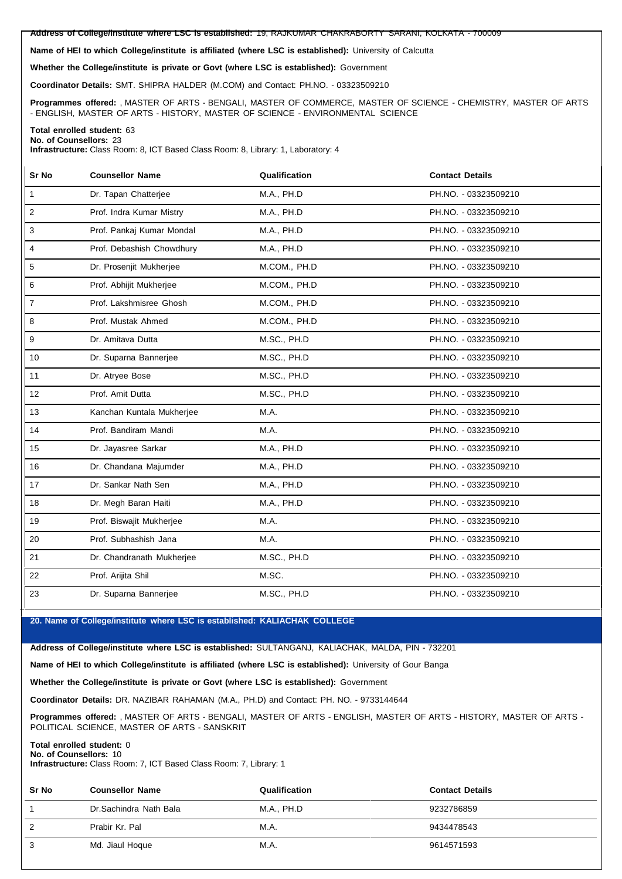**Address of College/institute where LSC is established:** 19, RAJKUMAR CHAKRABORTY SARANI, KOLKATA - 700009

**Name of HEI to which College/institute is affiliated (where LSC is established):** University of Calcutta

**Whether the College/institute is private or Govt (where LSC is established):** Government

**Coordinator Details:** SMT. SHIPRA HALDER (M.COM) and Contact: PH.NO. - 03323509210

**Programmes offered:** , MASTER OF ARTS - BENGALI, MASTER OF COMMERCE, MASTER OF SCIENCE - CHEMISTRY, MASTER OF ARTS - ENGLISH, MASTER OF ARTS - HISTORY, MASTER OF SCIENCE - ENVIRONMENTAL SCIENCE

**Total enrolled student:** 63
**No. of Counsellors:** 23
**Infrastructure:** Class Room: 8, ICT Based Class Room: 8, Library: 1, Laboratory: 4

| Sr No | Counsellor Name | Qualification | Contact Details |
|---|---|---|---|
| 1 | Dr. Tapan Chatterjee | M.A., PH.D | PH.NO. - 03323509210 |
| 2 | Prof. Indra Kumar Mistry | M.A., PH.D | PH.NO. - 03323509210 |
| 3 | Prof. Pankaj Kumar Mondal | M.A., PH.D | PH.NO. - 03323509210 |
| 4 | Prof. Debashish Chowdhury | M.A., PH.D | PH.NO. - 03323509210 |
| 5 | Dr. Prosenjit Mukherjee | M.COM., PH.D | PH.NO. - 03323509210 |
| 6 | Prof. Abhijit Mukherjee | M.COM., PH.D | PH.NO. - 03323509210 |
| 7 | Prof. Lakshmisree Ghosh | M.COM., PH.D | PH.NO. - 03323509210 |
| 8 | Prof. Mustak Ahmed | M.COM., PH.D | PH.NO. - 03323509210 |
| 9 | Dr. Amitava Dutta | M.SC., PH.D | PH.NO. - 03323509210 |
| 10 | Dr. Suparna Bannerjee | M.SC., PH.D | PH.NO. - 03323509210 |
| 11 | Dr. Atryee Bose | M.SC., PH.D | PH.NO. - 03323509210 |
| 12 | Prof. Amit Dutta | M.SC., PH.D | PH.NO. - 03323509210 |
| 13 | Kanchan Kuntala Mukherjee | M.A. | PH.NO. - 03323509210 |
| 14 | Prof. Bandiram Mandi | M.A. | PH.NO. - 03323509210 |
| 15 | Dr. Jayasree Sarkar | M.A., PH.D | PH.NO. - 03323509210 |
| 16 | Dr. Chandana Majumder | M.A., PH.D | PH.NO. - 03323509210 |
| 17 | Dr. Sankar Nath Sen | M.A., PH.D | PH.NO. - 03323509210 |
| 18 | Dr. Megh Baran Haiti | M.A., PH.D | PH.NO. - 03323509210 |
| 19 | Prof. Biswajit Mukherjee | M.A. | PH.NO. - 03323509210 |
| 20 | Prof. Subhashish Jana | M.A. | PH.NO. - 03323509210 |
| 21 | Dr. Chandranath Mukherjee | M.SC., PH.D | PH.NO. - 03323509210 |
| 22 | Prof. Arijita Shil | M.SC. | PH.NO. - 03323509210 |
| 23 | Dr. Suparna Bannerjee | M.SC., PH.D | PH.NO. - 03323509210 |

## 20. Name of College/institute where LSC is established: KALIACHAK COLLEGE

**Address of College/institute where LSC is established:** SULTANGANJ, KALIACHAK, MALDA, PIN - 732201

**Name of HEI to which College/institute is affiliated (where LSC is established):** University of Gour Banga

**Whether the College/institute is private or Govt (where LSC is established):** Government

**Coordinator Details:** DR. NAZIBAR RAHAMAN (M.A., PH.D) and Contact: PH. NO. - 9733144644

**Programmes offered:** , MASTER OF ARTS - BENGALI, MASTER OF ARTS - ENGLISH, MASTER OF ARTS - HISTORY, MASTER OF ARTS - POLITICAL SCIENCE, MASTER OF ARTS - SANSKRIT

**Total enrolled student:** 0
**No. of Counsellors:** 10
**Infrastructure:** Class Room: 7, ICT Based Class Room: 7, Library: 1

| Sr No | Counsellor Name | Qualification | Contact Details |
|---|---|---|---|
| 1 | Dr.Sachindra Nath Bala | M.A., PH.D | 9232786859 |
| 2 | Prabir Kr. Pal | M.A. | 9434478543 |
| 3 | Md. Jiaul Hoque | M.A. | 9614571593 |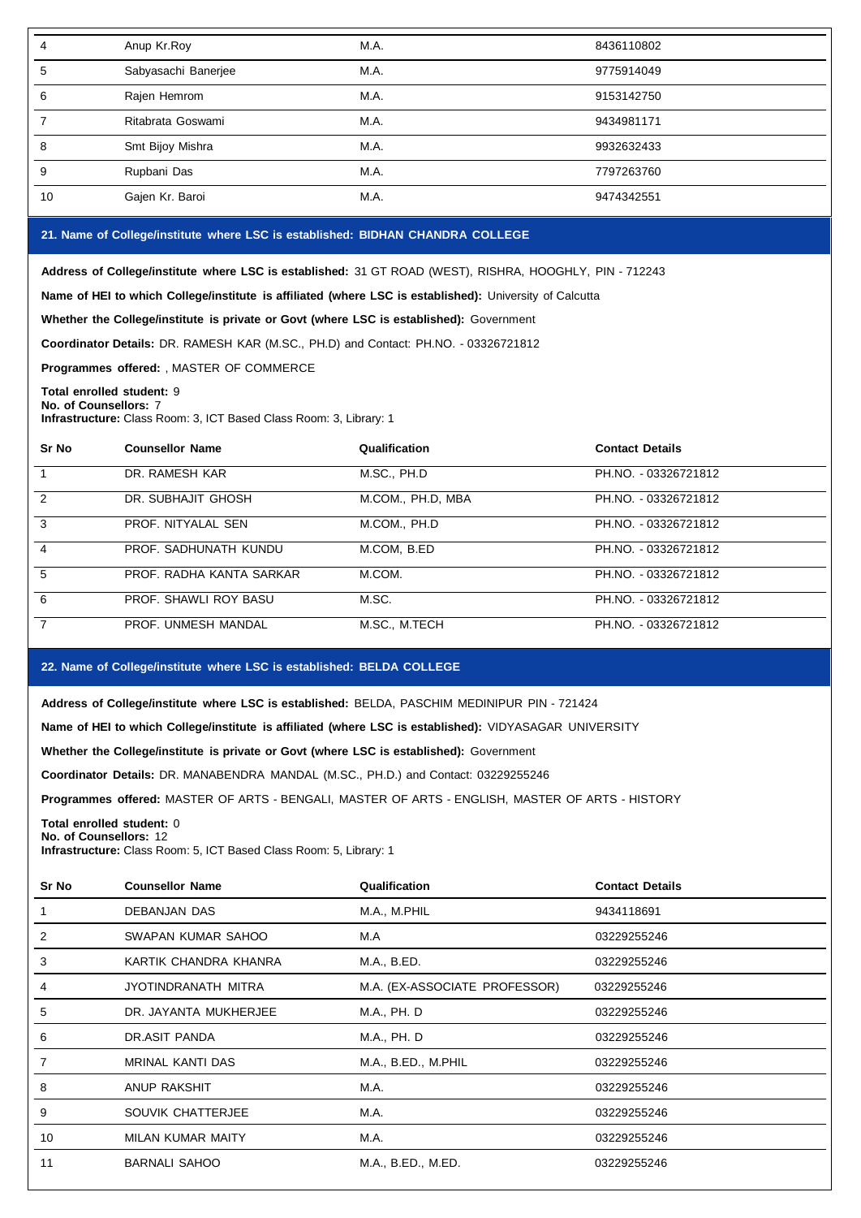| 4 | Anup Kr.Roy | M.A. | 8436110802 |
|---|---|---|---|
| 5 | Sabyasachi Banerjee | M.A. | 9775914049 |
| 6 | Rajen Hemrom | M.A. | 9153142750 |
| 7 | Ritabrata Goswami | M.A. | 9434981171 |
| 8 | Smt Bijoy Mishra | M.A. | 9932632433 |
| 9 | Rupbani Das | M.A. | 7797263760 |
| 10 | Gajen Kr. Baroi | M.A. | 9474342551 |

## 21. Name of College/institute where LSC is established: BIDHAN CHANDRA COLLEGE

**Address of College/institute where LSC is established:** 31 GT ROAD (WEST), RISHRA, HOOGHLY, PIN - 712243

**Name of HEI to which College/institute is affiliated (where LSC is established):** University of Calcutta

**Whether the College/institute is private or Govt (where LSC is established):** Government

**Coordinator Details:** DR. RAMESH KAR (M.SC., PH.D) and Contact: PH.NO. - 03326721812

**Programmes offered:** , MASTER OF COMMERCE

**Total enrolled student:** 9
**No. of Counsellors:** 7
**Infrastructure:** Class Room: 3, ICT Based Class Room: 3, Library: 1

| Sr No | Counsellor Name | Qualification | Contact Details |
|---|---|---|---|
| 1 | DR. RAMESH KAR | M.SC., PH.D | PH.NO. - 03326721812 |
| 2 | DR. SUBHAJIT GHOSH | M.COM., PH.D, MBA | PH.NO. - 03326721812 |
| 3 | PROF. NITYALAL SEN | M.COM., PH.D | PH.NO. - 03326721812 |
| 4 | PROF. SADHUNATH KUNDU | M.COM, B.ED | PH.NO. - 03326721812 |
| 5 | PROF. RADHA KANTA SARKAR | M.COM. | PH.NO. - 03326721812 |
| 6 | PROF. SHAWLI ROY BASU | M.SC. | PH.NO. - 03326721812 |
| 7 | PROF. UNMESH MANDAL | M.SC., M.TECH | PH.NO. - 03326721812 |

## 22. Name of College/institute where LSC is established: BELDA COLLEGE

**Address of College/institute where LSC is established:** BELDA, PASCHIM MEDINIPUR PIN - 721424

**Name of HEI to which College/institute is affiliated (where LSC is established):** VIDYASAGAR UNIVERSITY

**Whether the College/institute is private or Govt (where LSC is established):** Government

**Coordinator Details:** DR. MANABENDRA MANDAL (M.SC., PH.D.) and Contact: 03229255246

**Programmes offered:** MASTER OF ARTS - BENGALI, MASTER OF ARTS - ENGLISH, MASTER OF ARTS - HISTORY

**Total enrolled student:** 0
**No. of Counsellors:** 12
**Infrastructure:** Class Room: 5, ICT Based Class Room: 5, Library: 1

| Sr No | Counsellor Name | Qualification | Contact Details |
|---|---|---|---|
| 1 | DEBANJAN DAS | M.A., M.PHIL | 9434118691 |
| 2 | SWAPAN KUMAR SAHOO | M.A | 03229255246 |
| 3 | KARTIK CHANDRA KHANRA | M.A., B.ED. | 03229255246 |
| 4 | JYOTINDRANATH MITRA | M.A. (EX-ASSOCIATE PROFESSOR) | 03229255246 |
| 5 | DR. JAYANTA MUKHERJEE | M.A., PH. D | 03229255246 |
| 6 | DR.ASIT PANDA | M.A., PH. D | 03229255246 |
| 7 | MRINAL KANTI DAS | M.A., B.ED., M.PHIL | 03229255246 |
| 8 | ANUP RAKSHIT | M.A. | 03229255246 |
| 9 | SOUVIK CHATTERJEE | M.A. | 03229255246 |
| 10 | MILAN KUMAR MAITY | M.A. | 03229255246 |
| 11 | BARNALI SAHOO | M.A., B.ED., M.ED. | 03229255246 |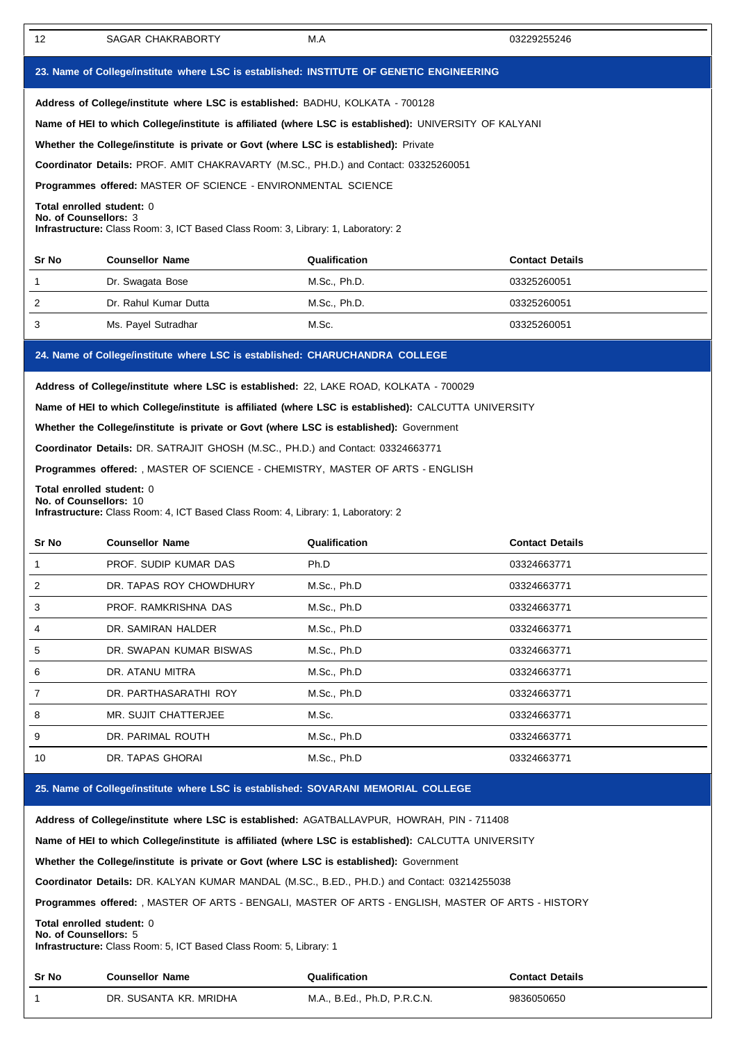| 12 | SAGAR CHAKRABORTY | M.A | 03229255246 |
|---|---|---|---|

## 23. Name of College/institute where LSC is established: INSTITUTE OF GENETIC ENGINEERING

**Address of College/institute where LSC is established:** BADHU, KOLKATA - 700128

**Name of HEI to which College/institute is affiliated (where LSC is established):** UNIVERSITY OF KALYANI

**Whether the College/institute is private or Govt (where LSC is established):** Private

**Coordinator Details:** PROF. AMIT CHAKRAVARTY (M.SC., PH.D.) and Contact: 03325260051

**Programmes offered:** MASTER OF SCIENCE - ENVIRONMENTAL SCIENCE

**Total enrolled student:** 0
**No. of Counsellors:** 3
**Infrastructure:** Class Room: 3, ICT Based Class Room: 3, Library: 1, Laboratory: 2

| Sr No | Counsellor Name | Qualification | Contact Details |
|---|---|---|---|
| 1 | Dr. Swagata Bose | M.Sc., Ph.D. | 03325260051 |
| 2 | Dr. Rahul Kumar Dutta | M.Sc., Ph.D. | 03325260051 |
| 3 | Ms. Payel Sutradhar | M.Sc. | 03325260051 |

## 24. Name of College/institute where LSC is established: CHARUCHANDRA COLLEGE

**Address of College/institute where LSC is established:** 22, LAKE ROAD, KOLKATA - 700029

**Name of HEI to which College/institute is affiliated (where LSC is established):** CALCUTTA UNIVERSITY

**Whether the College/institute is private or Govt (where LSC is established):** Government

**Coordinator Details:** DR. SATRAJIT GHOSH (M.SC., PH.D.) and Contact: 03324663771

**Programmes offered:** , MASTER OF SCIENCE - CHEMISTRY, MASTER OF ARTS - ENGLISH

**Total enrolled student:** 0
**No. of Counsellors:** 10
**Infrastructure:** Class Room: 4, ICT Based Class Room: 4, Library: 1, Laboratory: 2

| Sr No | Counsellor Name | Qualification | Contact Details |
|---|---|---|---|
| 1 | PROF. SUDIP KUMAR DAS | Ph.D | 03324663771 |
| 2 | DR. TAPAS ROY CHOWDHURY | M.Sc., Ph.D | 03324663771 |
| 3 | PROF. RAMKRISHNA DAS | M.Sc., Ph.D | 03324663771 |
| 4 | DR. SAMIRAN HALDER | M.Sc., Ph.D | 03324663771 |
| 5 | DR. SWAPAN KUMAR BISWAS | M.Sc., Ph.D | 03324663771 |
| 6 | DR. ATANU MITRA | M.Sc., Ph.D | 03324663771 |
| 7 | DR. PARTHASARATHI ROY | M.Sc., Ph.D | 03324663771 |
| 8 | MR. SUJIT CHATTERJEE | M.Sc. | 03324663771 |
| 9 | DR. PARIMAL ROUTH | M.Sc., Ph.D | 03324663771 |
| 10 | DR. TAPAS GHORAI | M.Sc., Ph.D | 03324663771 |

## 25. Name of College/institute where LSC is established: SOVARANI MEMORIAL COLLEGE

**Address of College/institute where LSC is established:** AGATBALLAVPUR, HOWRAH, PIN - 711408

**Name of HEI to which College/institute is affiliated (where LSC is established):** CALCUTTA UNIVERSITY

**Whether the College/institute is private or Govt (where LSC is established):** Government

**Coordinator Details:** DR. KALYAN KUMAR MANDAL (M.SC., B.ED., PH.D.) and Contact: 03214255038

**Programmes offered:** , MASTER OF ARTS - BENGALI, MASTER OF ARTS - ENGLISH, MASTER OF ARTS - HISTORY

**Total enrolled student:** 0
**No. of Counsellors:** 5
**Infrastructure:** Class Room: 5, ICT Based Class Room: 5, Library: 1

| Sr No | Counsellor Name | Qualification | Contact Details |
|---|---|---|---|
| 1 | DR. SUSANTA KR. MRIDHA | M.A., B.Ed., Ph.D, P.R.C.N. | 9836050650 |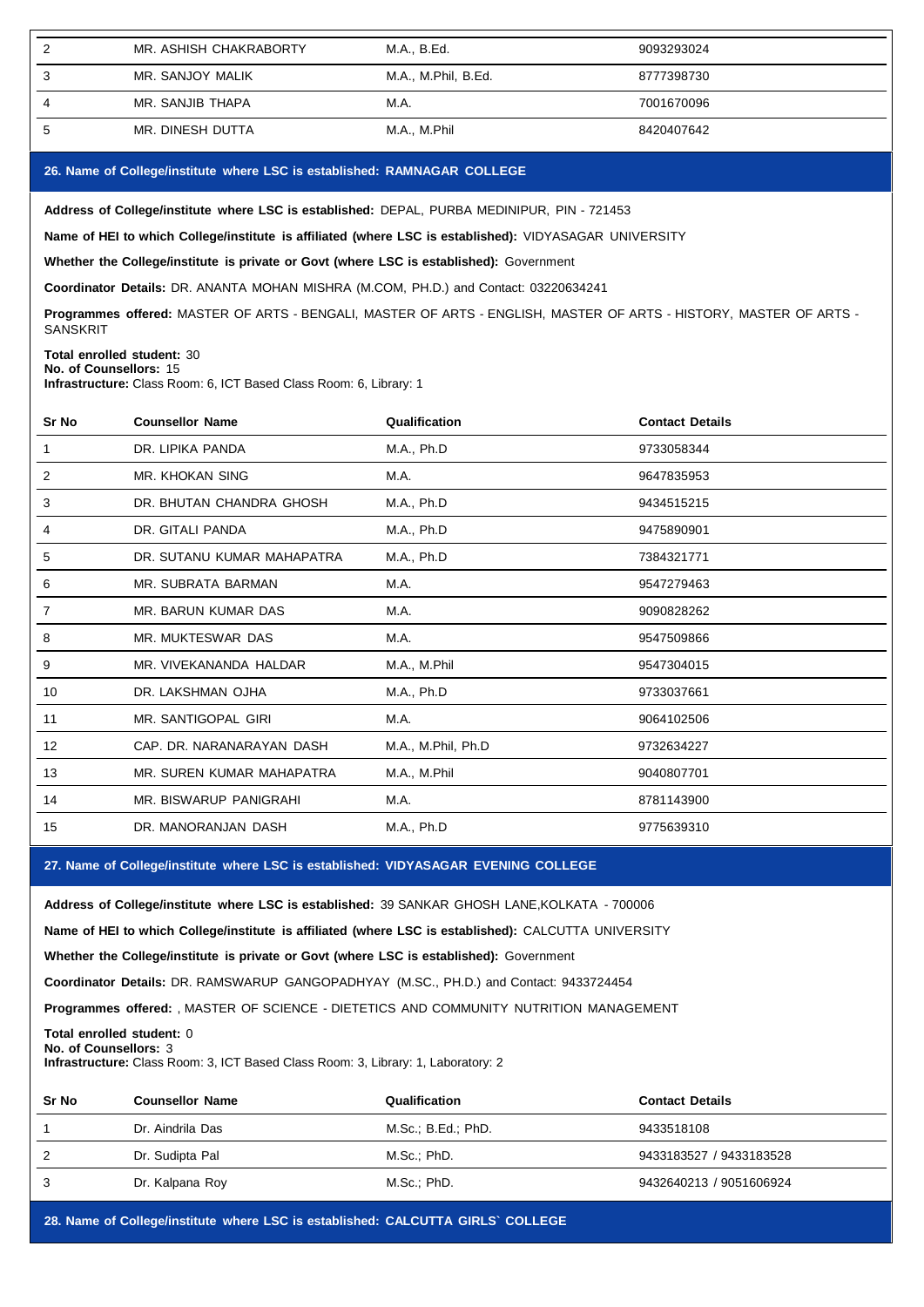| Sr No | Counsellor Name | Qualification | Contact Details |
|---|---|---|---|
| 2 | MR. ASHISH CHAKRABORTY | M.A., B.Ed. | 9093293024 |
| 3 | MR. SANJOY MALIK | M.A., M.Phil, B.Ed. | 8777398730 |
| 4 | MR. SANJIB THAPA | M.A. | 7001670096 |
| 5 | MR. DINESH DUTTA | M.A., M.Phil | 8420407642 |

## 26. Name of College/institute where LSC is established: RAMNAGAR COLLEGE

**Address of College/institute where LSC is established:** DEPAL, PURBA MEDINIPUR, PIN - 721453

**Name of HEI to which College/institute is affiliated (where LSC is established):** VIDYASAGAR UNIVERSITY

**Whether the College/institute is private or Govt (where LSC is established):** Government

**Coordinator Details:** DR. ANANTA MOHAN MISHRA (M.COM, PH.D.) and Contact: 03220634241

**Programmes offered:** MASTER OF ARTS - BENGALI, MASTER OF ARTS - ENGLISH, MASTER OF ARTS - HISTORY, MASTER OF ARTS - SANSKRIT

**Total enrolled student:** 30
**No. of Counsellors:** 15
**Infrastructure:** Class Room: 6, ICT Based Class Room: 6, Library: 1

| Sr No | Counsellor Name | Qualification | Contact Details |
|---|---|---|---|
| 1 | DR. LIPIKA PANDA | M.A., Ph.D | 9733058344 |
| 2 | MR. KHOKAN SING | M.A. | 9647835953 |
| 3 | DR. BHUTAN CHANDRA GHOSH | M.A., Ph.D | 9434515215 |
| 4 | DR. GITALI PANDA | M.A., Ph.D | 9475890901 |
| 5 | DR. SUTANU KUMAR MAHAPATRA | M.A., Ph.D | 7384321771 |
| 6 | MR. SUBRATA BARMAN | M.A. | 9547279463 |
| 7 | MR. BARUN KUMAR DAS | M.A. | 9090828262 |
| 8 | MR. MUKTESWAR DAS | M.A. | 9547509866 |
| 9 | MR. VIVEKANANDA HALDAR | M.A., M.Phil | 9547304015 |
| 10 | DR. LAKSHMAN OJHA | M.A., Ph.D | 9733037661 |
| 11 | MR. SANTIGOPAL GIRI | M.A. | 9064102506 |
| 12 | CAP. DR. NARANARAYAN DASH | M.A., M.Phil, Ph.D | 9732634227 |
| 13 | MR. SUREN KUMAR MAHAPATRA | M.A., M.Phil | 9040807701 |
| 14 | MR. BISWARUP PANIGRAHI | M.A. | 8781143900 |
| 15 | DR. MANORANJAN DASH | M.A., Ph.D | 9775639310 |

## 27. Name of College/institute where LSC is established: VIDYASAGAR EVENING COLLEGE

**Address of College/institute where LSC is established:** 39 SANKAR GHOSH LANE,KOLKATA - 700006

**Name of HEI to which College/institute is affiliated (where LSC is established):** CALCUTTA UNIVERSITY

**Whether the College/institute is private or Govt (where LSC is established):** Government

**Coordinator Details:** DR. RAMSWARUP GANGOPADHYAY (M.SC., PH.D.) and Contact: 9433724454

**Programmes offered:** , MASTER OF SCIENCE - DIETETICS AND COMMUNITY NUTRITION MANAGEMENT

**Total enrolled student:** 0
**No. of Counsellors:** 3
**Infrastructure:** Class Room: 3, ICT Based Class Room: 3, Library: 1, Laboratory: 2

| Sr No | Counsellor Name | Qualification | Contact Details |
|---|---|---|---|
| 1 | Dr. Aindrila Das | M.Sc.; B.Ed.; PhD. | 9433518108 |
| 2 | Dr. Sudipta Pal | M.Sc.; PhD. | 9433183527 / 9433183528 |
| 3 | Dr. Kalpana Roy | M.Sc.; PhD. | 9432640213 / 9051606924 |

## 28. Name of College/institute where LSC is established: CALCUTTA GIRLS` COLLEGE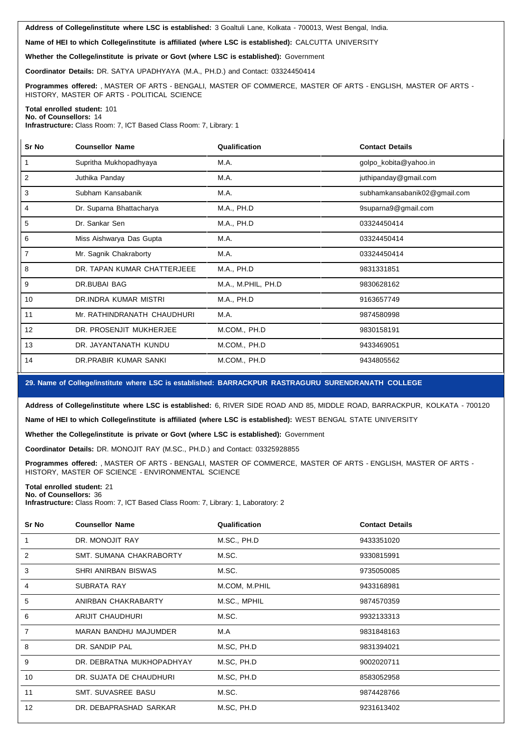**Address of College/institute where LSC is established:** 3 Goaltuli Lane, Kolkata - 700013, West Bengal, India.

**Name of HEI to which College/institute is affiliated (where LSC is established):** CALCUTTA UNIVERSITY

**Whether the College/institute is private or Govt (where LSC is established):** Government

**Coordinator Details:** DR. SATYA UPADHYAYA (M.A., PH.D.) and Contact: 03324450414

**Programmes offered:** , MASTER OF ARTS - BENGALI, MASTER OF COMMERCE, MASTER OF ARTS - ENGLISH, MASTER OF ARTS - HISTORY, MASTER OF ARTS - POLITICAL SCIENCE

**Total enrolled student:** 101
**No. of Counsellors:** 14
**Infrastructure:** Class Room: 7, ICT Based Class Room: 7, Library: 1

| Sr No | Counsellor Name | Qualification | Contact Details |
|---|---|---|---|
| 1 | Supritha Mukhopadhyaya | M.A. | golpo_kobita@yahoo.in |
| 2 | Juthika Panday | M.A. | juthipanday@gmail.com |
| 3 | Subham Kansabanik | M.A. | subhamkansabanik02@gmail.com |
| 4 | Dr. Suparna Bhattacharya | M.A., PH.D | 9suparna9@gmail.com |
| 5 | Dr. Sankar Sen | M.A., PH.D | 03324450414 |
| 6 | Miss Aishwarya Das Gupta | M.A. | 03324450414 |
| 7 | Mr. Sagnik Chakraborty | M.A. | 03324450414 |
| 8 | DR. TAPAN KUMAR CHATTERJEEE | M.A., PH.D | 9831331851 |
| 9 | DR.BUBAI BAG | M.A., M.PHIL, PH.D | 9830628162 |
| 10 | DR.INDRA KUMAR MISTRI | M.A., PH.D | 9163657749 |
| 11 | Mr. RATHINDRANATH CHAUDHURI | M.A. | 9874580998 |
| 12 | DR. PROSENJIT MUKHERJEE | M.COM., PH.D | 9830158191 |
| 13 | DR. JAYANTANATH KUNDU | M.COM., PH.D | 9433469051 |
| 14 | DR.PRABIR KUMAR SANKI | M.COM., PH.D | 9434805562 |

## 29. Name of College/institute where LSC is established: BARRACKPUR RASTRAGURU SURENDRANATH COLLEGE

**Address of College/institute where LSC is established:** 6, RIVER SIDE ROAD AND 85, MIDDLE ROAD, BARRACKPUR, KOLKATA - 700120

**Name of HEI to which College/institute is affiliated (where LSC is established):** WEST BENGAL STATE UNIVERSITY

**Whether the College/institute is private or Govt (where LSC is established):** Government

**Coordinator Details:** DR. MONOJIT RAY (M.SC., PH.D.) and Contact: 03325928855

**Programmes offered:** , MASTER OF ARTS - BENGALI, MASTER OF COMMERCE, MASTER OF ARTS - ENGLISH, MASTER OF ARTS - HISTORY, MASTER OF SCIENCE - ENVIRONMENTAL SCIENCE

**Total enrolled student:** 21
**No. of Counsellors:** 36
**Infrastructure:** Class Room: 7, ICT Based Class Room: 7, Library: 1, Laboratory: 2

| Sr No | Counsellor Name | Qualification | Contact Details |
|---|---|---|---|
| 1 | DR. MONOJIT RAY | M.SC., PH.D | 9433351020 |
| 2 | SMT. SUMANA CHAKRABORTY | M.SC. | 9330815991 |
| 3 | SHRI ANIRBAN BISWAS | M.SC. | 9735050085 |
| 4 | SUBRATA RAY | M.COM, M.PHIL | 9433168981 |
| 5 | ANIRBAN CHAKRABARTY | M.SC., MPHIL | 9874570359 |
| 6 | ARIJIT CHAUDHURI | M.SC. | 9932133313 |
| 7 | MARAN BANDHU MAJUMDER | M.A | 9831848163 |
| 8 | DR. SANDIP PAL | M.SC, PH.D | 9831394021 |
| 9 | DR. DEBRATNA MUKHOPADHYAY | M.SC, PH.D | 9002020711 |
| 10 | DR. SUJATA DE CHAUDHURI | M.SC, PH.D | 8583052958 |
| 11 | SMT. SUVASREE BASU | M.SC. | 9874428766 |
| 12 | DR. DEBAPRASHAD SARKAR | M.SC, PH.D | 9231613402 |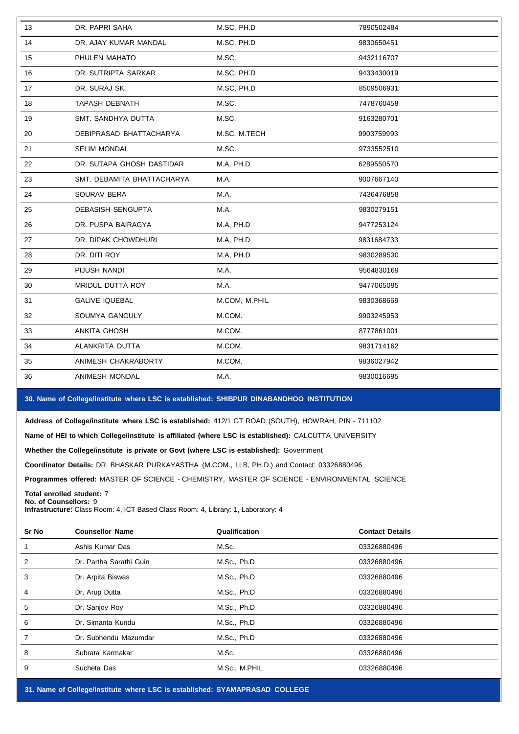| | | | |
|---|---|---|---|
| 13 | DR. PAPRI SAHA | M.SC, PH.D | 7890502484 |
| 14 | DR. AJAY KUMAR MANDAL | M.SC, PH.D | 9830650451 |
| 15 | PHULEN MAHATO | M.SC. | 9432116707 |
| 16 | DR. SUTRIPTA SARKAR | M.SC, PH.D | 9433430019 |
| 17 | DR. SURAJ SK. | M.SC, PH.D | 8509506931 |
| 18 | TAPASH DEBNATH | M.SC. | 7478760458 |
| 19 | SMT. SANDHYA DUTTA | M.SC. | 9163280701 |
| 20 | DEBIPRASAD BHATTACHARYA | M.SC, M.TECH | 9903759993 |
| 21 | SELIM MONDAL | M.SC. | 9733552510 |
| 22 | DR. SUTAPA GHOSH DASTIDAR | M.A, PH.D | 6289550570 |
| 23 | SMT. DEBAMITA BHATTACHARYA | M.A. | 9007667140 |
| 24 | SOURAV BERA | M.A. | 7436476858 |
| 25 | DEBASISH SENGUPTA | M.A. | 9830279151 |
| 26 | DR. PUSPA BAIRAGYA | M.A, PH.D | 9477253124 |
| 27 | DR. DIPAK CHOWDHURI | M.A, PH.D | 9831684733 |
| 28 | DR. DITI ROY | M.A, PH.D | 9830289530 |
| 29 | PIJUSH NANDI | M.A. | 9564830169 |
| 30 | MRIDUL DUTTA ROY | M.A. | 9477065095 |
| 31 | GALIVE IQUEBAL | M.COM, M.PHIL | 9830368669 |
| 32 | SOUMYA GANGULY | M.COM. | 9903245953 |
| 33 | ANKITA GHOSH | M.COM. | 8777861001 |
| 34 | ALANKRITA DUTTA | M.COM. | 9831714162 |
| 35 | ANIMESH CHAKRABORTY | M.COM. | 9836027942 |
| 36 | ANIMESH MONDAL | M.A. | 9830016695 |

**30. Name of College/institute where LSC is established: SHIBPUR DINABANDHOO INSTITUTION**

**Address of College/institute where LSC is established:** 412/1 GT ROAD (SOUTH), HOWRAH, PIN - 711102

**Name of HEI to which College/institute is affiliated (where LSC is established):** CALCUTTA UNIVERSITY

**Whether the College/institute is private or Govt (where LSC is established):** Government

**Coordinator Details:** DR. BHASKAR PURKAYASTHA (M.COM., LLB, PH.D.) and Contact: 03326880496

**Programmes offered:** MASTER OF SCIENCE - CHEMISTRY, MASTER OF SCIENCE - ENVIRONMENTAL SCIENCE

**Total enrolled student:** 7
**No. of Counsellors:** 9
**Infrastructure:** Class Room: 4, ICT Based Class Room: 4, Library: 1, Laboratory: 4

| Sr No | Counsellor Name | Qualification | Contact Details |
|---|---|---|---|
| 1 | Ashis Kumar Das | M.Sc. | 03326880496 |
| 2 | Dr. Partha Sarathi Guin | M.Sc., Ph.D | 03326880496 |
| 3 | Dr. Arpita Biswas | M.Sc., Ph.D | 03326880496 |
| 4 | Dr. Arup Dutta | M.Sc., Ph.D | 03326880496 |
| 5 | Dr. Sanjoy Roy | M.Sc., Ph.D | 03326880496 |
| 6 | Dr. Simanta Kundu | M.Sc., Ph.D | 03326880496 |
| 7 | Dr. Subhendu Mazumdar | M.Sc., Ph.D | 03326880496 |
| 8 | Subrata Karmakar | M.Sc. | 03326880496 |
| 9 | Sucheta Das | M.Sc., M.PHIL | 03326880496 |

**31. Name of College/institute where LSC is established: SYAMAPRASAD COLLEGE**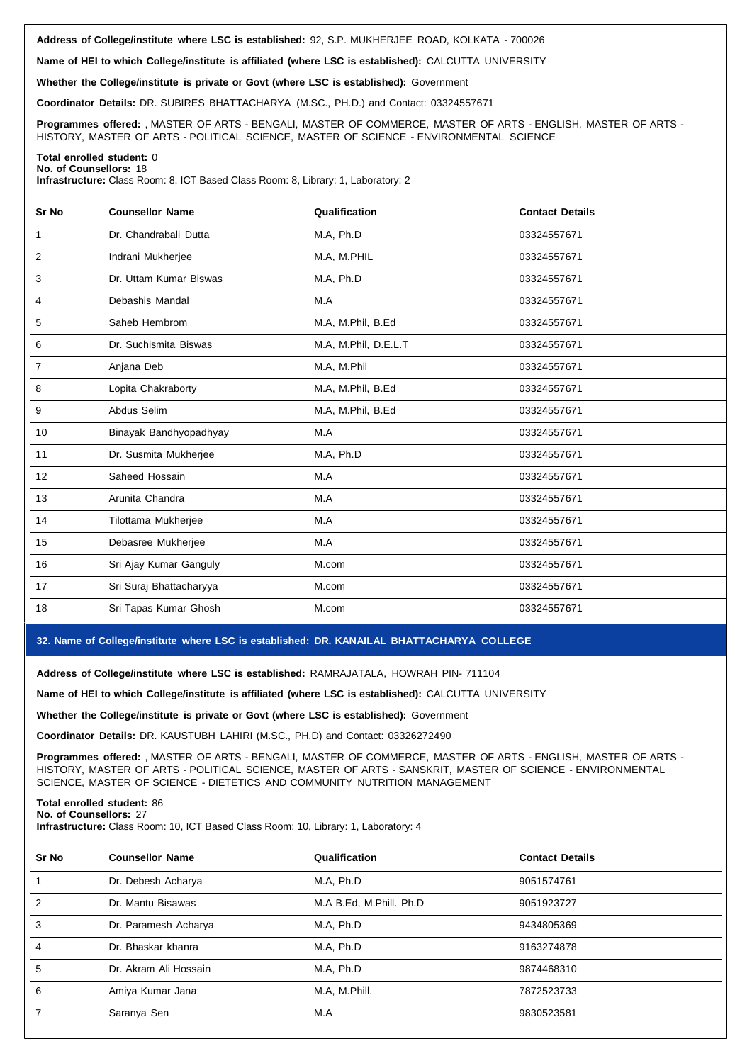**Address of College/institute where LSC is established:** 92, S.P. MUKHERJEE ROAD, KOLKATA - 700026

**Name of HEI to which College/institute is affiliated (where LSC is established):** CALCUTTA UNIVERSITY

**Whether the College/institute is private or Govt (where LSC is established):** Government

**Coordinator Details:** DR. SUBIRES BHATTACHARYA (M.SC., PH.D.) and Contact: 03324557671

**Programmes offered:** , MASTER OF ARTS - BENGALI, MASTER OF COMMERCE, MASTER OF ARTS - ENGLISH, MASTER OF ARTS - HISTORY, MASTER OF ARTS - POLITICAL SCIENCE, MASTER OF SCIENCE - ENVIRONMENTAL SCIENCE

**Total enrolled student:** 0
**No. of Counsellors:** 18
**Infrastructure:** Class Room: 8, ICT Based Class Room: 8, Library: 1, Laboratory: 2

| Sr No | Counsellor Name | Qualification | Contact Details |
|---|---|---|---|
| 1 | Dr. Chandrabali Dutta | M.A, Ph.D | 03324557671 |
| 2 | Indrani Mukherjee | M.A, M.PHIL | 03324557671 |
| 3 | Dr. Uttam Kumar Biswas | M.A, Ph.D | 03324557671 |
| 4 | Debashis Mandal | M.A | 03324557671 |
| 5 | Saheb Hembrom | M.A, M.Phil, B.Ed | 03324557671 |
| 6 | Dr. Suchismita Biswas | M.A, M.Phil, D.E.L.T | 03324557671 |
| 7 | Anjana Deb | M.A, M.Phil | 03324557671 |
| 8 | Lopita Chakraborty | M.A, M.Phil, B.Ed | 03324557671 |
| 9 | Abdus Selim | M.A, M.Phil, B.Ed | 03324557671 |
| 10 | Binayak Bandhyopadhyay | M.A | 03324557671 |
| 11 | Dr. Susmita Mukherjee | M.A, Ph.D | 03324557671 |
| 12 | Saheed Hossain | M.A | 03324557671 |
| 13 | Arunita Chandra | M.A | 03324557671 |
| 14 | Tilottama Mukherjee | M.A | 03324557671 |
| 15 | Debasree Mukherjee | M.A | 03324557671 |
| 16 | Sri Ajay Kumar Ganguly | M.com | 03324557671 |
| 17 | Sri Suraj Bhattacharyya | M.com | 03324557671 |
| 18 | Sri Tapas Kumar Ghosh | M.com | 03324557671 |

## 32. Name of College/institute where LSC is established: DR. KANAILAL BHATTACHARYA COLLEGE

**Address of College/institute where LSC is established:** RAMRAJATALA, HOWRAH PIN- 711104

**Name of HEI to which College/institute is affiliated (where LSC is established):** CALCUTTA UNIVERSITY

**Whether the College/institute is private or Govt (where LSC is established):** Government

**Coordinator Details:** DR. KAUSTUBH LAHIRI (M.SC., PH.D) and Contact: 03326272490

**Programmes offered:** , MASTER OF ARTS - BENGALI, MASTER OF COMMERCE, MASTER OF ARTS - ENGLISH, MASTER OF ARTS - HISTORY, MASTER OF ARTS - POLITICAL SCIENCE, MASTER OF ARTS - SANSKRIT, MASTER OF SCIENCE - ENVIRONMENTAL SCIENCE, MASTER OF SCIENCE - DIETETICS AND COMMUNITY NUTRITION MANAGEMENT

**Total enrolled student:** 86
**No. of Counsellors:** 27
**Infrastructure:** Class Room: 10, ICT Based Class Room: 10, Library: 1, Laboratory: 4

| Sr No | Counsellor Name | Qualification | Contact Details |
|---|---|---|---|
| 1 | Dr. Debesh Acharya | M.A, Ph.D | 9051574761 |
| 2 | Dr. Mantu Bisawas | M.A B.Ed, M.Phill. Ph.D | 9051923727 |
| 3 | Dr. Paramesh Acharya | M.A, Ph.D | 9434805369 |
| 4 | Dr. Bhaskar khanra | M.A, Ph.D | 9163274878 |
| 5 | Dr. Akram Ali Hossain | M.A, Ph.D | 9874468310 |
| 6 | Amiya Kumar Jana | M.A, M.Phill. | 7872523733 |
| 7 | Saranya Sen | M.A | 9830523581 |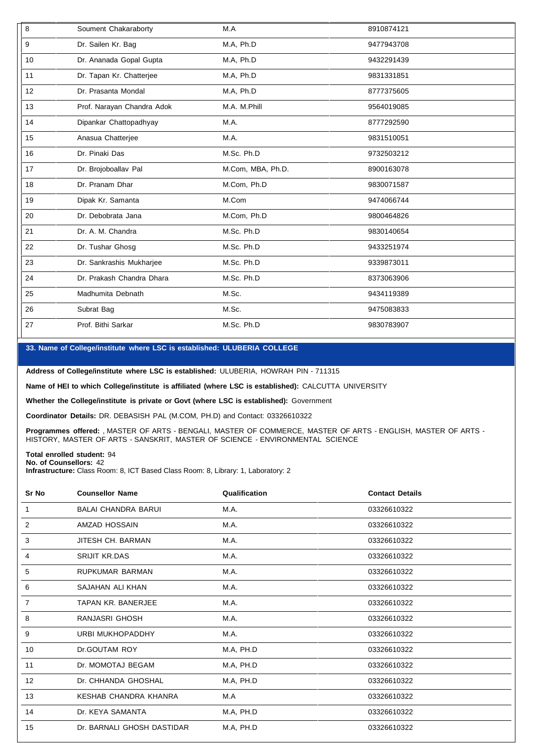| | | | |
|---|---|---|---|
| 8 | Soument Chakaraborty | M.A | 8910874121 |
| 9 | Dr. Sailen Kr. Bag | M.A, Ph.D | 9477943708 |
| 10 | Dr. Ananada Gopal Gupta | M.A, Ph.D | 9432291439 |
| 11 | Dr. Tapan Kr. Chatterjee | M.A, Ph.D | 9831331851 |
| 12 | Dr. Prasanta Mondal | M.A, Ph.D | 8777375605 |
| 13 | Prof. Narayan Chandra Adok | M.A. M.Phill | 9564019085 |
| 14 | Dipankar Chattopadhyay | M.A. | 8777292590 |
| 15 | Anasua Chatterjee | M.A. | 9831510051 |
| 16 | Dr. Pinaki Das | M.Sc. Ph.D | 9732503212 |
| 17 | Dr. Brojoboallav Pal | M.Com, MBA, Ph.D. | 8900163078 |
| 18 | Dr. Pranam Dhar | M.Com, Ph.D | 9830071587 |
| 19 | Dipak Kr. Samanta | M.Com | 9474066744 |
| 20 | Dr. Debobrata Jana | M.Com, Ph.D | 9800464826 |
| 21 | Dr. A. M. Chandra | M.Sc. Ph.D | 9830140654 |
| 22 | Dr. Tushar Ghosg | M.Sc. Ph.D | 9433251974 |
| 23 | Dr. Sankrashis Mukharjee | M.Sc. Ph.D | 9339873011 |
| 24 | Dr. Prakash Chandra Dhara | M.Sc. Ph.D | 8373063906 |
| 25 | Madhumita Debnath | M.Sc. | 9434119389 |
| 26 | Subrat Bag | M.Sc. | 9475083833 |
| 27 | Prof. Bithi Sarkar | M.Sc. Ph.D | 9830783907 |

## 33. Name of College/institute where LSC is established: ULUBERIA COLLEGE

**Address of College/institute where LSC is established:** ULUBERIA, HOWRAH PIN - 711315

**Name of HEI to which College/institute is affiliated (where LSC is established):** CALCUTTA UNIVERSITY

**Whether the College/institute is private or Govt (where LSC is established):** Government

**Coordinator Details:** DR. DEBASISH PAL (M.COM, PH.D) and Contact: 03326610322

**Programmes offered:** , MASTER OF ARTS - BENGALI, MASTER OF COMMERCE, MASTER OF ARTS - ENGLISH, MASTER OF ARTS - HISTORY, MASTER OF ARTS - SANSKRIT, MASTER OF SCIENCE - ENVIRONMENTAL SCIENCE

**Total enrolled student:** 94
**No. of Counsellors:** 42
**Infrastructure:** Class Room: 8, ICT Based Class Room: 8, Library: 1, Laboratory: 2

| Sr No | Counsellor Name | Qualification | Contact Details |
|---|---|---|---|
| 1 | BALAI CHANDRA BARUI | M.A. | 03326610322 |
| 2 | AMZAD HOSSAIN | M.A. | 03326610322 |
| 3 | JITESH CH. BARMAN | M.A. | 03326610322 |
| 4 | SRIJIT KR.DAS | M.A. | 03326610322 |
| 5 | RUPKUMAR BARMAN | M.A. | 03326610322 |
| 6 | SAJAHAN ALI KHAN | M.A. | 03326610322 |
| 7 | TAPAN KR. BANERJEE | M.A. | 03326610322 |
| 8 | RANJASRI GHOSH | M.A. | 03326610322 |
| 9 | URBI MUKHOPADDHY | M.A. | 03326610322 |
| 10 | Dr.GOUTAM ROY | M.A, PH.D | 03326610322 |
| 11 | Dr. MOMOTAJ BEGAM | M.A, PH.D | 03326610322 |
| 12 | Dr. CHHANDA GHOSHAL | M.A, PH.D | 03326610322 |
| 13 | KESHAB CHANDRA KHANRA | M.A | 03326610322 |
| 14 | Dr. KEYA SAMANTA | M.A, PH.D | 03326610322 |
| 15 | Dr. BARNALI GHOSH DASTIDAR | M.A, PH.D | 03326610322 |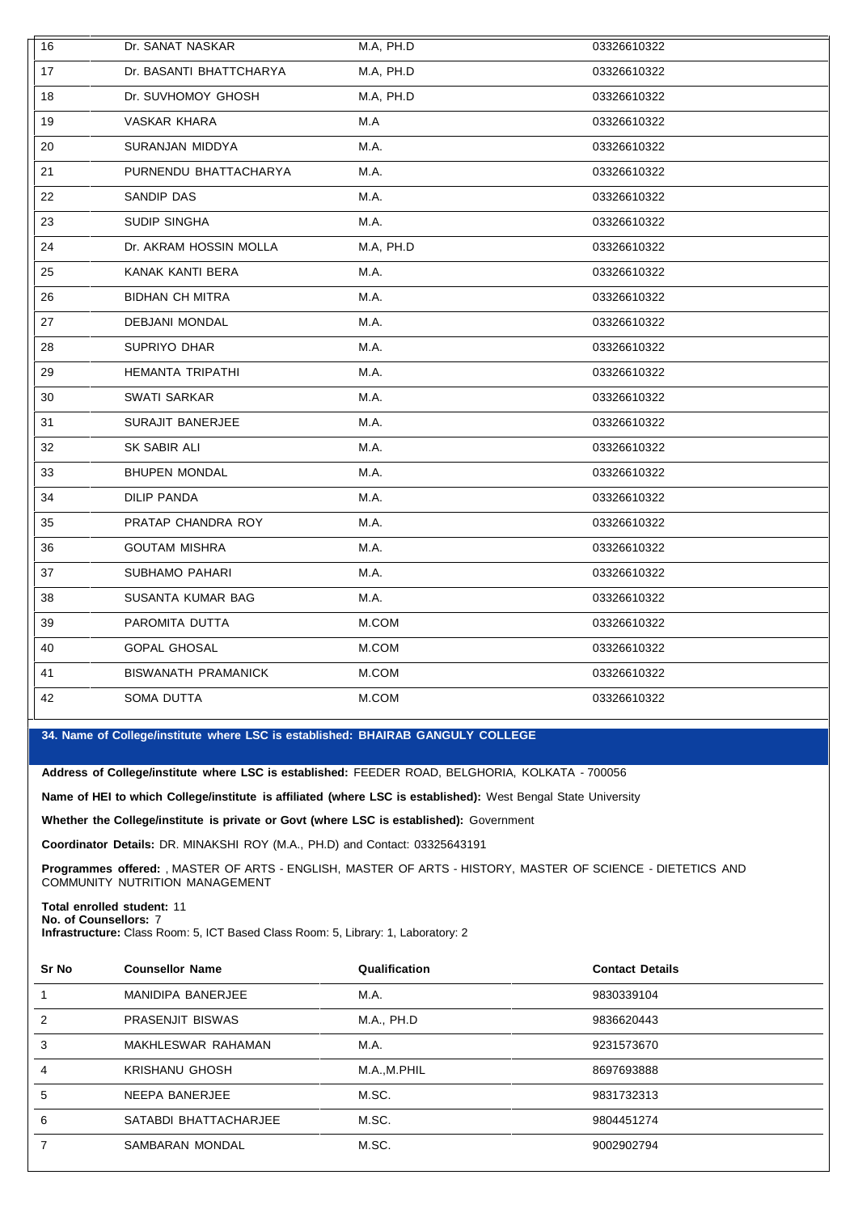| | | | |
|---|---|---|---|
| 16 | Dr. SANAT NASKAR | M.A, PH.D | 03326610322 |
| 17 | Dr. BASANTI BHATTCHARYA | M.A, PH.D | 03326610322 |
| 18 | Dr. SUVHOMOY GHOSH | M.A, PH.D | 03326610322 |
| 19 | VASKAR KHARA | M.A | 03326610322 |
| 20 | SURANJAN MIDDYA | M.A. | 03326610322 |
| 21 | PURNENDU BHATTACHARYA | M.A. | 03326610322 |
| 22 | SANDIP DAS | M.A. | 03326610322 |
| 23 | SUDIP SINGHA | M.A. | 03326610322 |
| 24 | Dr. AKRAM HOSSIN MOLLA | M.A, PH.D | 03326610322 |
| 25 | KANAK KANTI BERA | M.A. | 03326610322 |
| 26 | BIDHAN CH MITRA | M.A. | 03326610322 |
| 27 | DEBJANI MONDAL | M.A. | 03326610322 |
| 28 | SUPRIYO DHAR | M.A. | 03326610322 |
| 29 | HEMANTA TRIPATHI | M.A. | 03326610322 |
| 30 | SWATI SARKAR | M.A. | 03326610322 |
| 31 | SURAJIT BANERJEE | M.A. | 03326610322 |
| 32 | SK SABIR ALI | M.A. | 03326610322 |
| 33 | BHUPEN MONDAL | M.A. | 03326610322 |
| 34 | DILIP PANDA | M.A. | 03326610322 |
| 35 | PRATAP CHANDRA ROY | M.A. | 03326610322 |
| 36 | GOUTAM MISHRA | M.A. | 03326610322 |
| 37 | SUBHAMO PAHARI | M.A. | 03326610322 |
| 38 | SUSANTA KUMAR BAG | M.A. | 03326610322 |
| 39 | PAROMITA DUTTA | M.COM | 03326610322 |
| 40 | GOPAL GHOSAL | M.COM | 03326610322 |
| 41 | BISWANATH PRAMANICK | M.COM | 03326610322 |
| 42 | SOMA DUTTA | M.COM | 03326610322 |

## 34. Name of College/institute where LSC is established: BHAIRAB GANGULY COLLEGE

**Address of College/institute where LSC is established:** FEEDER ROAD, BELGHORIA, KOLKATA - 700056

**Name of HEI to which College/institute is affiliated (where LSC is established):** West Bengal State University

**Whether the College/institute is private or Govt (where LSC is established):** Government

**Coordinator Details:** DR. MINAKSHI ROY (M.A., PH.D) and Contact: 03325643191

**Programmes offered:** , MASTER OF ARTS - ENGLISH, MASTER OF ARTS - HISTORY, MASTER OF SCIENCE - DIETETICS AND COMMUNITY NUTRITION MANAGEMENT

**Total enrolled student:** 11
**No. of Counsellors:** 7
**Infrastructure:** Class Room: 5, ICT Based Class Room: 5, Library: 1, Laboratory: 2

| Sr No | Counsellor Name | Qualification | Contact Details |
|---|---|---|---|
| 1 | MANIDIPA BANERJEE | M.A. | 9830339104 |
| 2 | PRASENJIT BISWAS | M.A., PH.D | 9836620443 |
| 3 | MAKHLESWAR RAHAMAN | M.A. | 9231573670 |
| 4 | KRISHANU GHOSH | M.A.,M.PHIL | 8697693888 |
| 5 | NEEPA BANERJEE | M.SC. | 9831732313 |
| 6 | SATABDI BHATTACHARJEE | M.SC. | 9804451274 |
| 7 | SAMBARAN MONDAL | M.SC. | 9002902794 |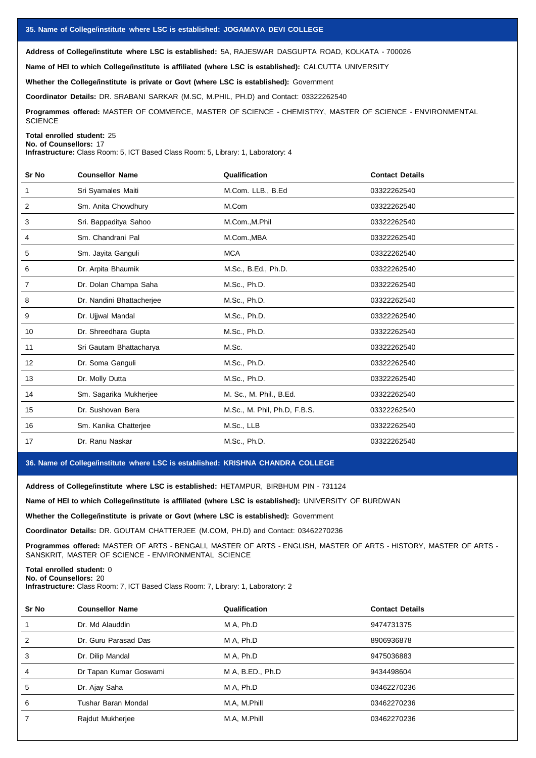## 35. Name of College/institute where LSC is established: JOGAMAYA DEVI COLLEGE

**Address of College/institute where LSC is established:** 5A, RAJESWAR DASGUPTA ROAD, KOLKATA - 700026

**Name of HEI to which College/institute is affiliated (where LSC is established):** CALCUTTA UNIVERSITY

**Whether the College/institute is private or Govt (where LSC is established):** Government

**Coordinator Details:** DR. SRABANI SARKAR (M.SC, M.PHIL, PH.D) and Contact: 03322262540

**Programmes offered:** MASTER OF COMMERCE, MASTER OF SCIENCE - CHEMISTRY, MASTER OF SCIENCE - ENVIRONMENTAL SCIENCE

**Total enrolled student:** 25
**No. of Counsellors:** 17
**Infrastructure:** Class Room: 5, ICT Based Class Room: 5, Library: 1, Laboratory: 4

| Sr No | Counsellor Name | Qualification | Contact Details |
|---|---|---|---|
| 1 | Sri Syamales Maiti | M.Com. LLB., B.Ed | 03322262540 |
| 2 | Sm. Anita Chowdhury | M.Com | 03322262540 |
| 3 | Sri. Bappaditya Sahoo | M.Com.,M.Phil | 03322262540 |
| 4 | Sm. Chandrani Pal | M.Com.,MBA | 03322262540 |
| 5 | Sm. Jayita Ganguli | MCA | 03322262540 |
| 6 | Dr. Arpita Bhaumik | M.Sc., B.Ed., Ph.D. | 03322262540 |
| 7 | Dr. Dolan Champa Saha | M.Sc., Ph.D. | 03322262540 |
| 8 | Dr. Nandini Bhattacherjee | M.Sc., Ph.D. | 03322262540 |
| 9 | Dr. Ujjwal Mandal | M.Sc., Ph.D. | 03322262540 |
| 10 | Dr. Shreedhara Gupta | M.Sc., Ph.D. | 03322262540 |
| 11 | Sri Gautam Bhattacharya | M.Sc. | 03322262540 |
| 12 | Dr. Soma Ganguli | M.Sc., Ph.D. | 03322262540 |
| 13 | Dr. Molly Dutta | M.Sc., Ph.D. | 03322262540 |
| 14 | Sm. Sagarika Mukherjee | M. Sc., M. Phil., B.Ed. | 03322262540 |
| 15 | Dr. Sushovan Bera | M.Sc., M. Phil, Ph.D, F.B.S. | 03322262540 |
| 16 | Sm. Kanika Chatterjee | M.Sc., LLB | 03322262540 |
| 17 | Dr. Ranu Naskar | M.Sc., Ph.D. | 03322262540 |

## 36. Name of College/institute where LSC is established: KRISHNA CHANDRA COLLEGE

**Address of College/institute where LSC is established:** HETAMPUR, BIRBHUM PIN - 731124

**Name of HEI to which College/institute is affiliated (where LSC is established):** UNIVERSITY OF BURDWAN

**Whether the College/institute is private or Govt (where LSC is established):** Government

**Coordinator Details:** DR. GOUTAM CHATTERJEE (M.COM, PH.D) and Contact: 03462270236

**Programmes offered:** MASTER OF ARTS - BENGALI, MASTER OF ARTS - ENGLISH, MASTER OF ARTS - HISTORY, MASTER OF ARTS - SANSKRIT, MASTER OF SCIENCE - ENVIRONMENTAL SCIENCE

**Total enrolled student:** 0
**No. of Counsellors:** 20
**Infrastructure:** Class Room: 7, ICT Based Class Room: 7, Library: 1, Laboratory: 2

| Sr No | Counsellor Name | Qualification | Contact Details |
|---|---|---|---|
| 1 | Dr. Md Alauddin | M A, Ph.D | 9474731375 |
| 2 | Dr. Guru Parasad Das | M A, Ph.D | 8906936878 |
| 3 | Dr. Dilip Mandal | M A, Ph.D | 9475036883 |
| 4 | Dr Tapan Kumar Goswami | M A, B.ED., Ph.D | 9434498604 |
| 5 | Dr. Ajay Saha | M A, Ph.D | 03462270236 |
| 6 | Tushar Baran Mondal | M.A, M.Phill | 03462270236 |
| 7 | Rajdut Mukherjee | M.A, M.Phill | 03462270236 |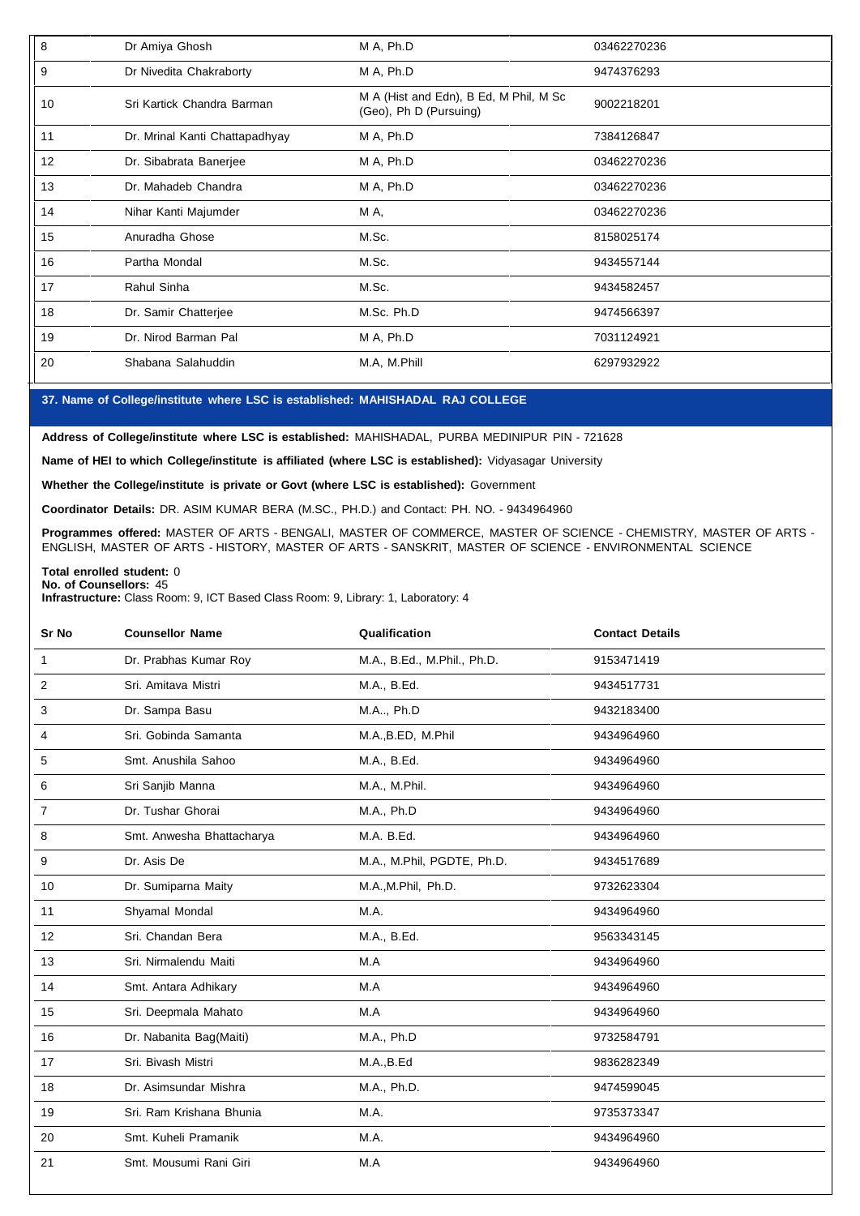| 8 | Dr Amiya Ghosh | M A, Ph.D | 03462270236 |
|---|---|---|---|
| 9 | Dr Nivedita Chakraborty | M A, Ph.D | 9474376293 |
| 10 | Sri Kartick Chandra Barman | M A (Hist and Edn), B Ed, M Phil, M Sc (Geo), Ph D (Pursuing) | 9002218201 |
| 11 | Dr. Mrinal Kanti Chattapadhyay | M A, Ph.D | 7384126847 |
| 12 | Dr. Sibabrata Banerjee | M A, Ph.D | 03462270236 |
| 13 | Dr. Mahadeb Chandra | M A, Ph.D | 03462270236 |
| 14 | Nihar Kanti Majumder | M A, | 03462270236 |
| 15 | Anuradha Ghose | M.Sc. | 8158025174 |
| 16 | Partha Mondal | M.Sc. | 9434557144 |
| 17 | Rahul Sinha | M.Sc. | 9434582457 |
| 18 | Dr. Samir Chatterjee | M.Sc. Ph.D | 9474566397 |
| 19 | Dr. Nirod Barman Pal | M A, Ph.D | 7031124921 |
| 20 | Shabana Salahuddin | M.A, M.Phill | 6297932922 |

## 37. Name of College/institute where LSC is established: MAHISHADAL RAJ COLLEGE

**Address of College/institute where LSC is established:** MAHISHADAL, PURBA MEDINIPUR PIN - 721628

**Name of HEI to which College/institute is affiliated (where LSC is established):** Vidyasagar University

**Whether the College/institute is private or Govt (where LSC is established):** Government

**Coordinator Details:** DR. ASIM KUMAR BERA (M.SC., PH.D.) and Contact: PH. NO. - 9434964960

**Programmes offered:** MASTER OF ARTS - BENGALI, MASTER OF COMMERCE, MASTER OF SCIENCE - CHEMISTRY, MASTER OF ARTS - ENGLISH, MASTER OF ARTS - HISTORY, MASTER OF ARTS - SANSKRIT, MASTER OF SCIENCE - ENVIRONMENTAL SCIENCE

**Total enrolled student:** 0
**No. of Counsellors:** 45
**Infrastructure:** Class Room: 9, ICT Based Class Room: 9, Library: 1, Laboratory: 4

| Sr No | Counsellor Name | Qualification | Contact Details |
|---|---|---|---|
| 1 | Dr. Prabhas Kumar Roy | M.A., B.Ed., M.Phil., Ph.D. | 9153471419 |
| 2 | Sri. Amitava Mistri | M.A., B.Ed. | 9434517731 |
| 3 | Dr. Sampa Basu | M.A.., Ph.D | 9432183400 |
| 4 | Sri. Gobinda Samanta | M.A.,B.ED, M.Phil | 9434964960 |
| 5 | Smt. Anushila Sahoo | M.A., B.Ed. | 9434964960 |
| 6 | Sri Sanjib Manna | M.A., M.Phil. | 9434964960 |
| 7 | Dr. Tushar Ghorai | M.A., Ph.D | 9434964960 |
| 8 | Smt. Anwesha Bhattacharya | M.A. B.Ed. | 9434964960 |
| 9 | Dr. Asis De | M.A., M.Phil, PGDTE, Ph.D. | 9434517689 |
| 10 | Dr. Sumiparna Maity | M.A.,M.Phil, Ph.D. | 9732623304 |
| 11 | Shyamal Mondal | M.A. | 9434964960 |
| 12 | Sri. Chandan Bera | M.A., B.Ed. | 9563343145 |
| 13 | Sri. Nirmalendu Maiti | M.A | 9434964960 |
| 14 | Smt. Antara Adhikary | M.A | 9434964960 |
| 15 | Sri. Deepmala Mahato | M.A | 9434964960 |
| 16 | Dr. Nabanita Bag(Maiti) | M.A., Ph.D | 9732584791 |
| 17 | Sri. Bivash Mistri | M.A.,B.Ed | 9836282349 |
| 18 | Dr. Asimsundar Mishra | M.A., Ph.D. | 9474599045 |
| 19 | Sri. Ram Krishana Bhunia | M.A. | 9735373347 |
| 20 | Smt. Kuheli Pramanik | M.A. | 9434964960 |
| 21 | Smt. Mousumi Rani Giri | M.A | 9434964960 |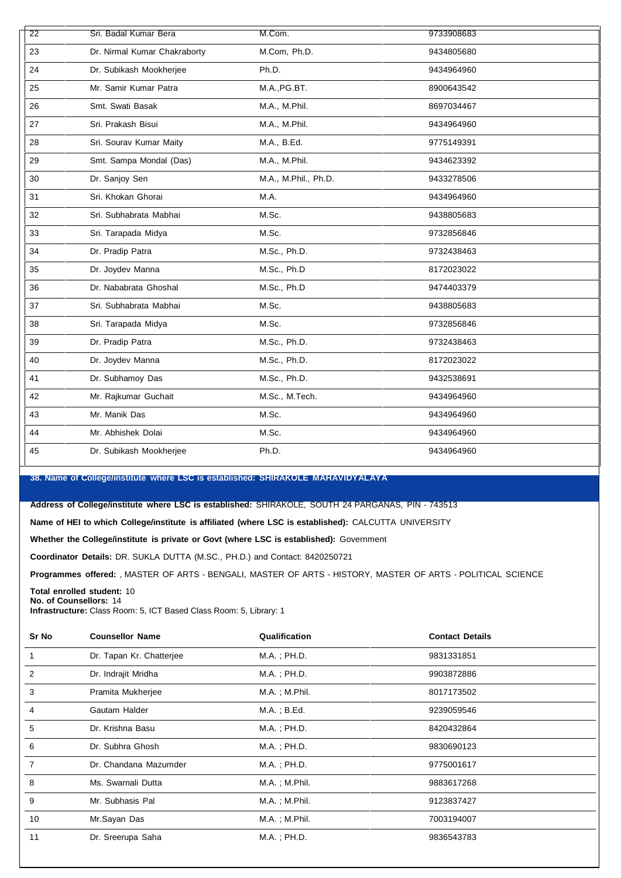| | | | |
|---|---|---|---|
| 22 | Sri. Badal Kumar Bera | M.Com. | 9733908683 |
| 23 | Dr. Nirmal Kumar Chakraborty | M.Com, Ph.D. | 9434805680 |
| 24 | Dr. Subikash Mookherjee | Ph.D. | 9434964960 |
| 25 | Mr. Samir Kumar Patra | M.A.,PG.BT. | 8900643542 |
| 26 | Smt. Swati Basak | M.A., M.Phil. | 8697034467 |
| 27 | Sri. Prakash Bisui | M.A., M.Phil. | 9434964960 |
| 28 | Sri. Sourav Kumar Maity | M.A., B.Ed. | 9775149391 |
| 29 | Smt. Sampa Mondal (Das) | M.A., M.Phil. | 9434623392 |
| 30 | Dr. Sanjoy Sen | M.A., M.Phil., Ph.D. | 9433278506 |
| 31 | Sri. Khokan Ghorai | M.A. | 9434964960 |
| 32 | Sri. Subhabrata Mabhai | M.Sc. | 9438805683 |
| 33 | Sri. Tarapada Midya | M.Sc. | 9732856846 |
| 34 | Dr. Pradip Patra | M.Sc., Ph.D. | 9732438463 |
| 35 | Dr. Joydev Manna | M.Sc., Ph.D | 8172023022 |
| 36 | Dr. Nababrata Ghoshal | M.Sc., Ph.D | 9474403379 |
| 37 | Sri. Subhabrata Mabhai | M.Sc. | 9438805683 |
| 38 | Sri. Tarapada Midya | M.Sc. | 9732856846 |
| 39 | Dr. Pradip Patra | M.Sc., Ph.D. | 9732438463 |
| 40 | Dr. Joydev Manna | M.Sc., Ph.D. | 8172023022 |
| 41 | Dr. Subhamoy Das | M.Sc., Ph.D. | 9432538691 |
| 42 | Mr. Rajkumar Guchait | M.Sc., M.Tech. | 9434964960 |
| 43 | Mr. Manik Das | M.Sc. | 9434964960 |
| 44 | Mr. Abhishek Dolai | M.Sc. | 9434964960 |
| 45 | Dr. Subikash Mookherjee | Ph.D. | 9434964960 |

## 38. Name of College/institute where LSC is established: SHIRAKOLE MAHAVIDYALAYA

**Address of College/institute where LSC is established:** SHIRAKOLE, SOUTH 24 PARGANAS, PIN - 743513

**Name of HEI to which College/institute is affiliated (where LSC is established):** CALCUTTA UNIVERSITY

**Whether the College/institute is private or Govt (where LSC is established):** Government

**Coordinator Details:** DR. SUKLA DUTTA (M.SC., PH.D.) and Contact: 8420250721

**Programmes offered:** , MASTER OF ARTS - BENGALI, MASTER OF ARTS - HISTORY, MASTER OF ARTS - POLITICAL SCIENCE

**Total enrolled student:** 10
**No. of Counsellors:** 14
**Infrastructure:** Class Room: 5, ICT Based Class Room: 5, Library: 1

| Sr No | Counsellor Name | Qualification | Contact Details |
|---|---|---|---|
| 1 | Dr. Tapan Kr. Chatterjee | M.A. ; PH.D. | 9831331851 |
| 2 | Dr. Indrajit Mridha | M.A. ; PH.D. | 9903872886 |
| 3 | Pramita Mukherjee | M.A. ; M.Phil. | 8017173502 |
| 4 | Gautam Halder | M.A. ; B.Ed. | 9239059546 |
| 5 | Dr. Krishna Basu | M.A. ; PH.D. | 8420432864 |
| 6 | Dr. Subhra Ghosh | M.A. ; PH.D. | 9830690123 |
| 7 | Dr. Chandana Mazumder | M.A. ; PH.D. | 9775001617 |
| 8 | Ms. Swarnali Dutta | M.A. ; M.Phil. | 9883617268 |
| 9 | Mr. Subhasis Pal | M.A. ; M.Phil. | 9123837427 |
| 10 | Mr.Sayan Das | M.A. ; M.Phil. | 7003194007 |
| 11 | Dr. Sreerupa Saha | M.A. ; PH.D. | 9836543783 |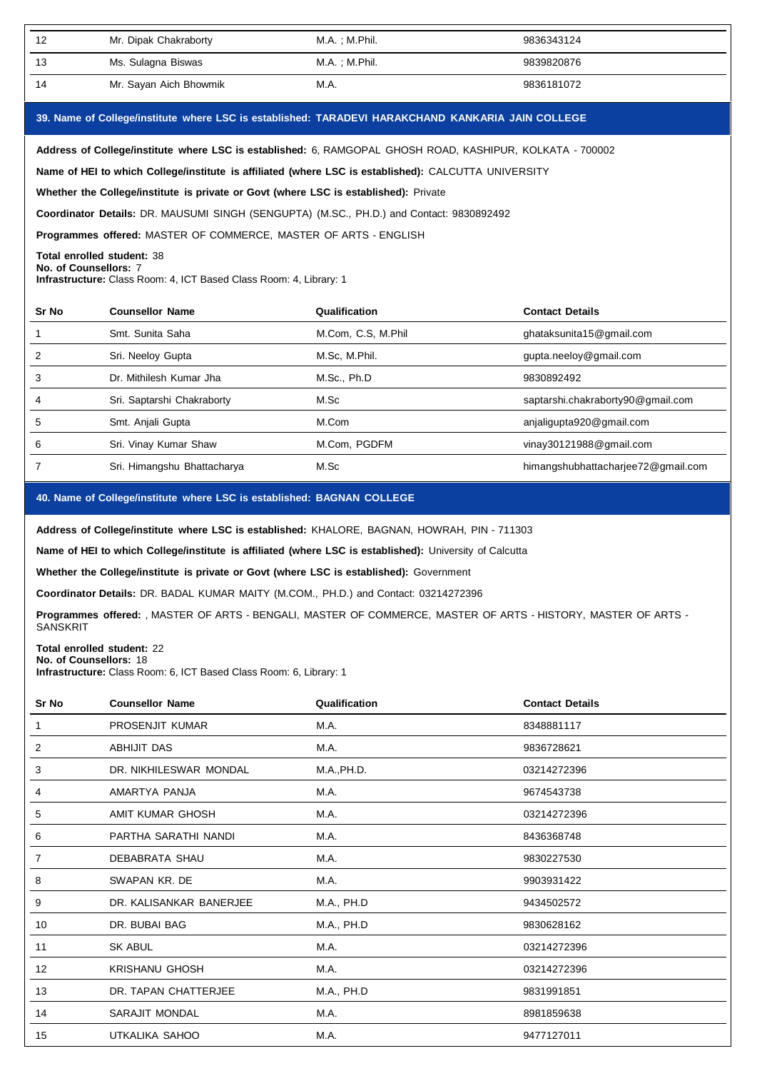| 12 | Mr. Dipak Chakraborty | M.A. ; M.Phil. | 9836343124 |
|---|---|---|---|
| 13 | Ms. Sulagna Biswas | M.A. ; M.Phil. | 9839820876 |
| 14 | Mr. Sayan Aich Bhowmik | M.A. | 9836181072 |

## 39. Name of College/institute where LSC is established: TARADEVI HARAKCHAND KANKARIA JAIN COLLEGE

**Address of College/institute where LSC is established:** 6, RAMGOPAL GHOSH ROAD, KASHIPUR, KOLKATA - 700002

**Name of HEI to which College/institute is affiliated (where LSC is established):** CALCUTTA UNIVERSITY

**Whether the College/institute is private or Govt (where LSC is established):** Private

**Coordinator Details:** DR. MAUSUMI SINGH (SENGUPTA) (M.SC., PH.D.) and Contact: 9830892492

**Programmes offered:** MASTER OF COMMERCE, MASTER OF ARTS - ENGLISH

**Total enrolled student:** 38
**No. of Counsellors:** 7
**Infrastructure:** Class Room: 4, ICT Based Class Room: 4, Library: 1

| Sr No | Counsellor Name | Qualification | Contact Details |
|---|---|---|---|
| 1 | Smt. Sunita Saha | M.Com, C.S, M.Phil | ghataksunita15@gmail.com |
| 2 | Sri. Neeloy Gupta | M.Sc, M.Phil. | gupta.neeloy@gmail.com |
| 3 | Dr. Mithilesh Kumar Jha | M.Sc., Ph.D | 9830892492 |
| 4 | Sri. Saptarshi Chakraborty | M.Sc | saptarshi.chakraborty90@gmail.com |
| 5 | Smt. Anjali Gupta | M.Com | anjaligupta920@gmail.com |
| 6 | Sri. Vinay Kumar Shaw | M.Com, PGDFM | vinay30121988@gmail.com |
| 7 | Sri. Himangshu Bhattacharya | M.Sc | himangshubhattacharjee72@gmail.com |

## 40. Name of College/institute where LSC is established: BAGNAN COLLEGE

**Address of College/institute where LSC is established:** KHALORE, BAGNAN, HOWRAH, PIN - 711303

**Name of HEI to which College/institute is affiliated (where LSC is established):** University of Calcutta

**Whether the College/institute is private or Govt (where LSC is established):** Government

**Coordinator Details:** DR. BADAL KUMAR MAITY (M.COM., PH.D.) and Contact: 03214272396

**Programmes offered:** , MASTER OF ARTS - BENGALI, MASTER OF COMMERCE, MASTER OF ARTS - HISTORY, MASTER OF ARTS - SANSKRIT

**Total enrolled student:** 22
**No. of Counsellors:** 18
**Infrastructure:** Class Room: 6, ICT Based Class Room: 6, Library: 1

| Sr No | Counsellor Name | Qualification | Contact Details |
|---|---|---|---|
| 1 | PROSENJIT KUMAR | M.A. | 8348881117 |
| 2 | ABHIJIT DAS | M.A. | 9836728621 |
| 3 | DR. NIKHILESWAR MONDAL | M.A.,PH.D. | 03214272396 |
| 4 | AMARTYA PANJA | M.A. | 9674543738 |
| 5 | AMIT KUMAR GHOSH | M.A. | 03214272396 |
| 6 | PARTHA SARATHI NANDI | M.A. | 8436368748 |
| 7 | DEBABRATA SHAU | M.A. | 9830227530 |
| 8 | SWAPAN KR. DE | M.A. | 9903931422 |
| 9 | DR. KALISANKAR BANERJEE | M.A., PH.D | 9434502572 |
| 10 | DR. BUBAI BAG | M.A., PH.D | 9830628162 |
| 11 | SK ABUL | M.A. | 03214272396 |
| 12 | KRISHANU GHOSH | M.A. | 03214272396 |
| 13 | DR. TAPAN CHATTERJEE | M.A., PH.D | 9831991851 |
| 14 | SARAJIT MONDAL | M.A. | 8981859638 |
| 15 | UTKALIKA SAHOO | M.A. | 9477127011 |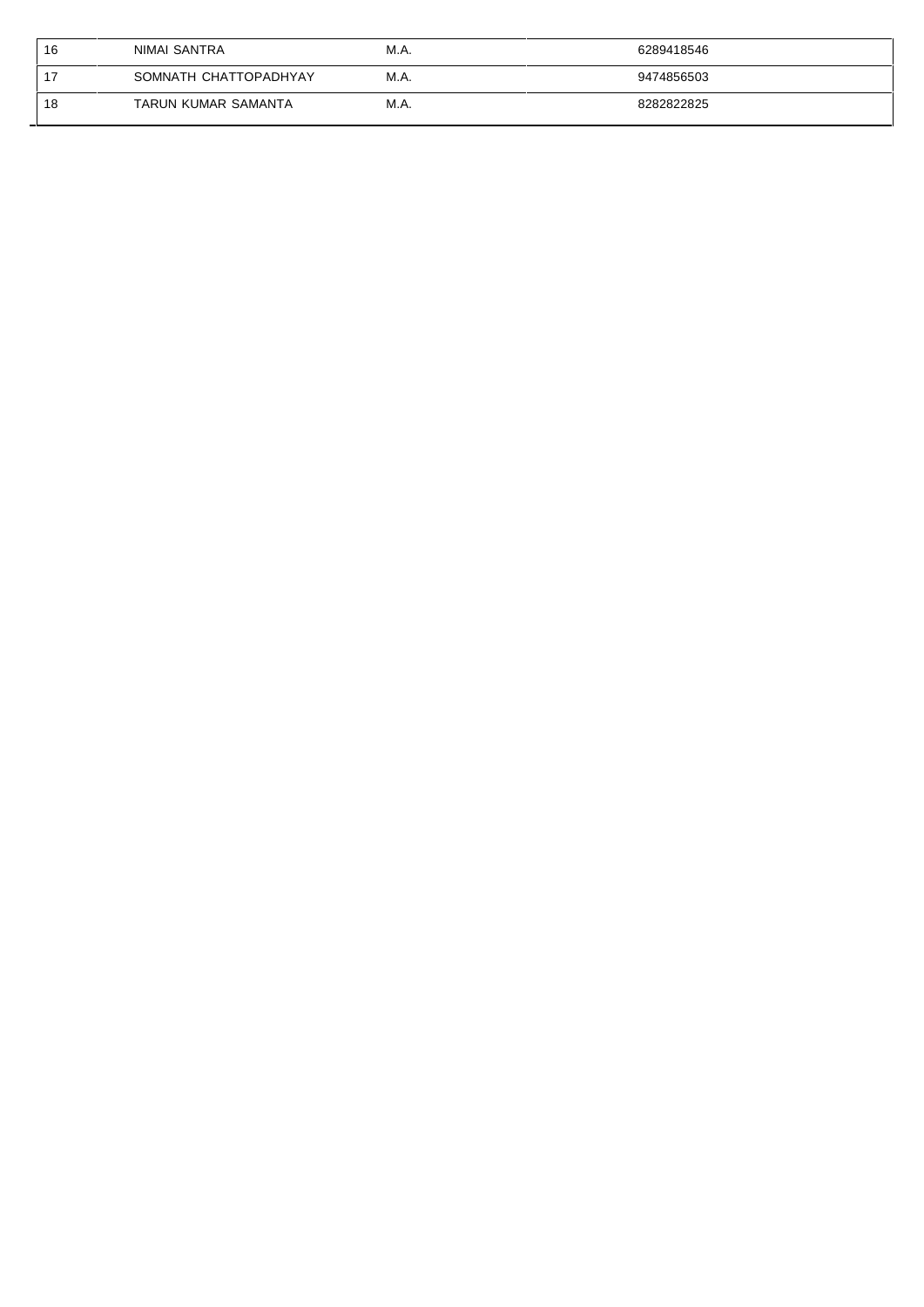| | | | |
|---|---|---|---|
| 16 | NIMAI SANTRA | M.A. | 6289418546 |
| 17 | SOMNATH CHATTOPADHYAY | M.A. | 9474856503 |
| 18 | TARUN KUMAR SAMANTA | M.A. | 8282822825 |